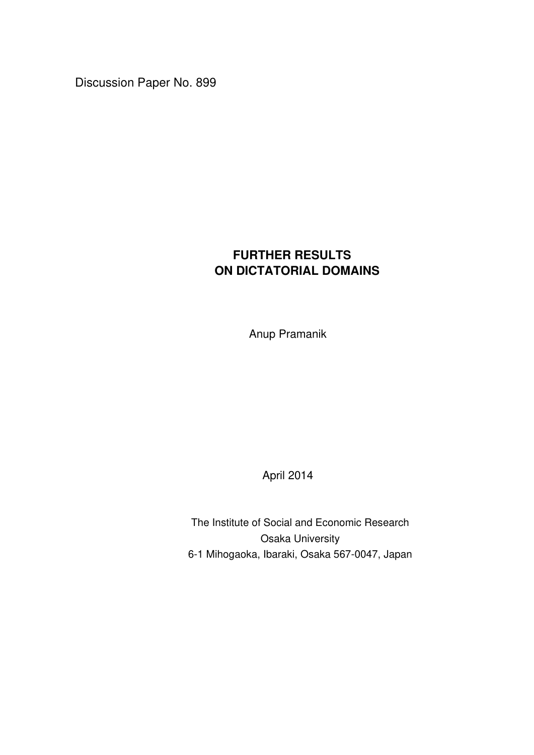Discussion Paper No. 899

# FURTHER RESULTS ON DICTATORIAL DOMAINS

Anup Pramanik

April 2014

The Institute of Social and Economic Research
Osaka University
6-1 Mihogaoka, Ibaraki, Osaka 567-0047, Japan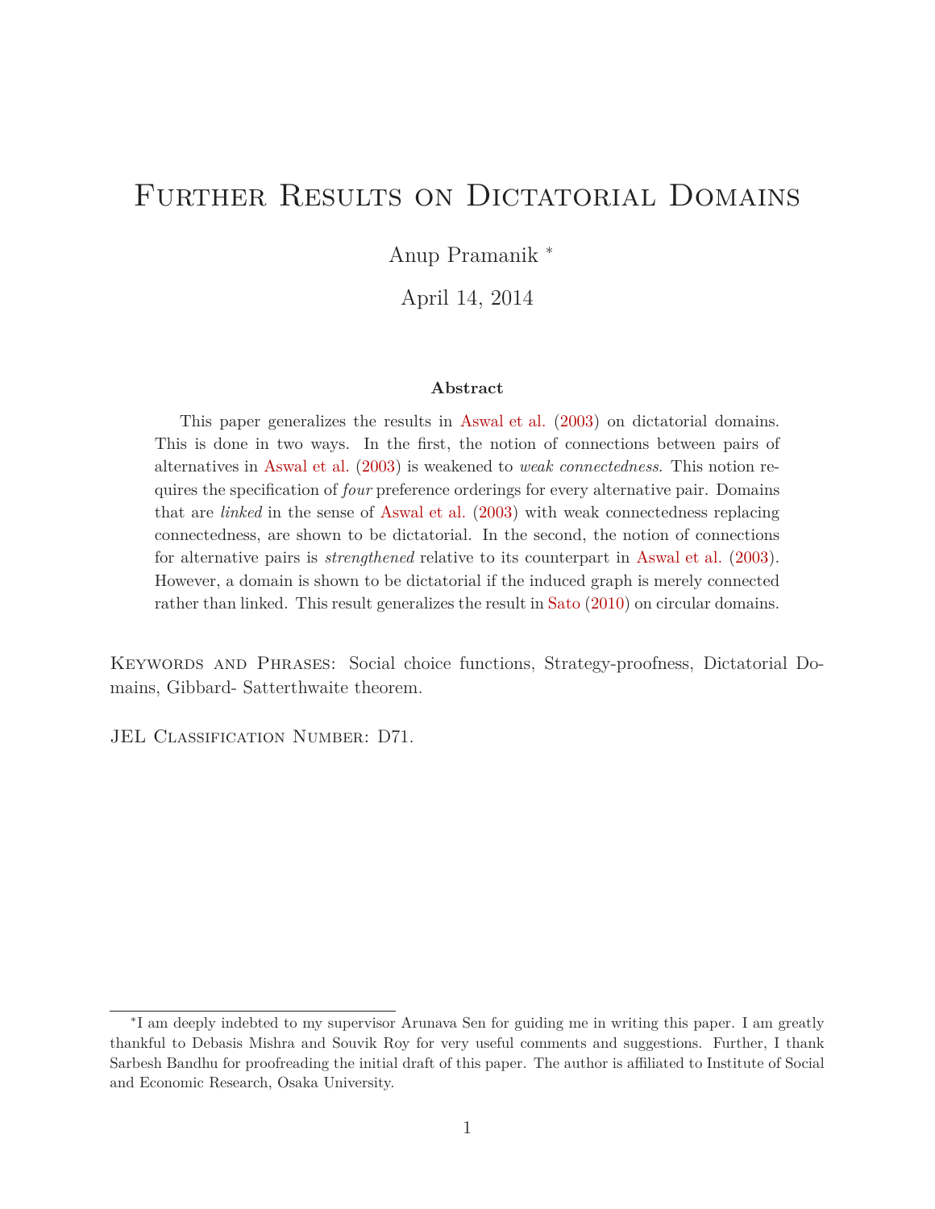# Further Results on Dictatorial Domains

Anup Pramanik *

April 14, 2014

**Abstract**

This paper generalizes the results in Aswal et al. (2003) on dictatorial domains. This is done in two ways. In the first, the notion of connections between pairs of alternatives in Aswal et al. (2003) is weakened to *weak connectedness*. This notion requires the specification of *four* preference orderings for every alternative pair. Domains that are *linked* in the sense of Aswal et al. (2003) with weak connectedness replacing connectedness, are shown to be dictatorial. In the second, the notion of connections for alternative pairs is *strengthened* relative to its counterpart in Aswal et al. (2003). However, a domain is shown to be dictatorial if the induced graph is merely connected rather than linked. This result generalizes the result in Sato (2010) on circular domains.

Keywords and Phrases: Social choice functions, Strategy-proofness, Dictatorial Domains, Gibbard- Satterthwaite theorem.

JEL Classification Number: D71.

---

*I am deeply indebted to my supervisor Arunava Sen for guiding me in writing this paper. I am greatly thankful to Debasis Mishra and Souvik Roy for very useful comments and suggestions. Further, I thank Sarbesh Bandhu for proofreading the initial draft of this paper. The author is affiliated to Institute of Social and Economic Research, Osaka University.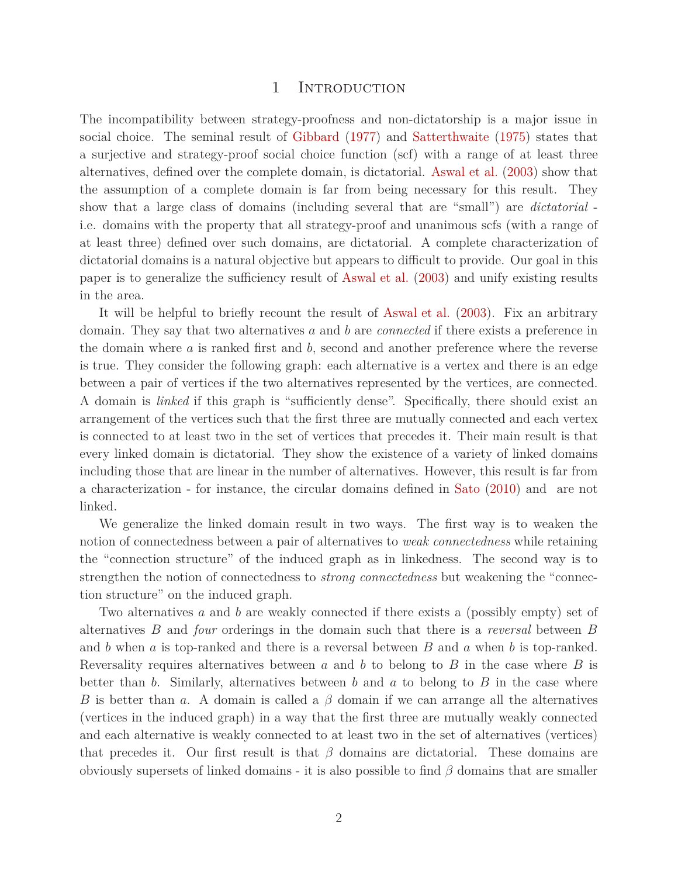# 1 Introduction

The incompatibility between strategy-proofness and non-dictatorship is a major issue in social choice. The seminal result of Gibbard (1977) and Satterthwaite (1975) states that a surjective and strategy-proof social choice function (scf) with a range of at least three alternatives, defined over the complete domain, is dictatorial. Aswal et al. (2003) show that the assumption of a complete domain is far from being necessary for this result. They show that a large class of domains (including several that are "small") are *dictatorial* - i.e. domains with the property that all strategy-proof and unanimous scfs (with a range of at least three) defined over such domains, are dictatorial. A complete characterization of dictatorial domains is a natural objective but appears to difficult to provide. Our goal in this paper is to generalize the sufficiency result of Aswal et al. (2003) and unify existing results in the area.

It will be helpful to briefly recount the result of Aswal et al. (2003). Fix an arbitrary domain. They say that two alternatives $a$ and $b$ are *connected* if there exists a preference in the domain where $a$ is ranked first and $b$, second and another preference where the reverse is true. They consider the following graph: each alternative is a vertex and there is an edge between a pair of vertices if the two alternatives represented by the vertices, are connected. A domain is *linked* if this graph is "sufficiently dense". Specifically, there should exist an arrangement of the vertices such that the first three are mutually connected and each vertex is connected to at least two in the set of vertices that precedes it. Their main result is that every linked domain is dictatorial. They show the existence of a variety of linked domains including those that are linear in the number of alternatives. However, this result is far from a characterization - for instance, the circular domains defined in Sato (2010) and  are not linked.

We generalize the linked domain result in two ways. The first way is to weaken the notion of connectedness between a pair of alternatives to *weak connectedness* while retaining the "connection structure" of the induced graph as in linkedness. The second way is to strengthen the notion of connectedness to *strong connectedness* but weakening the "connection structure" on the induced graph.

Two alternatives $a$ and $b$ are weakly connected if there exists a (possibly empty) set of alternatives $B$ and *four* orderings in the domain such that there is a *reversal* between $B$ and $b$ when $a$ is top-ranked and there is a reversal between $B$ and $a$ when $b$ is top-ranked. Reversality requires alternatives between $a$ and $b$ to belong to $B$ in the case where $B$ is better than $b$. Similarly, alternatives between $b$ and $a$ to belong to $B$ in the case where $B$ is better than $a$. A domain is called a $\beta$ domain if we can arrange all the alternatives (vertices in the induced graph) in a way that the first three are mutually weakly connected and each alternative is weakly connected to at least two in the set of alternatives (vertices) that precedes it. Our first result is that $\beta$ domains are dictatorial. These domains are obviously supersets of linked domains - it is also possible to find $\beta$ domains that are smaller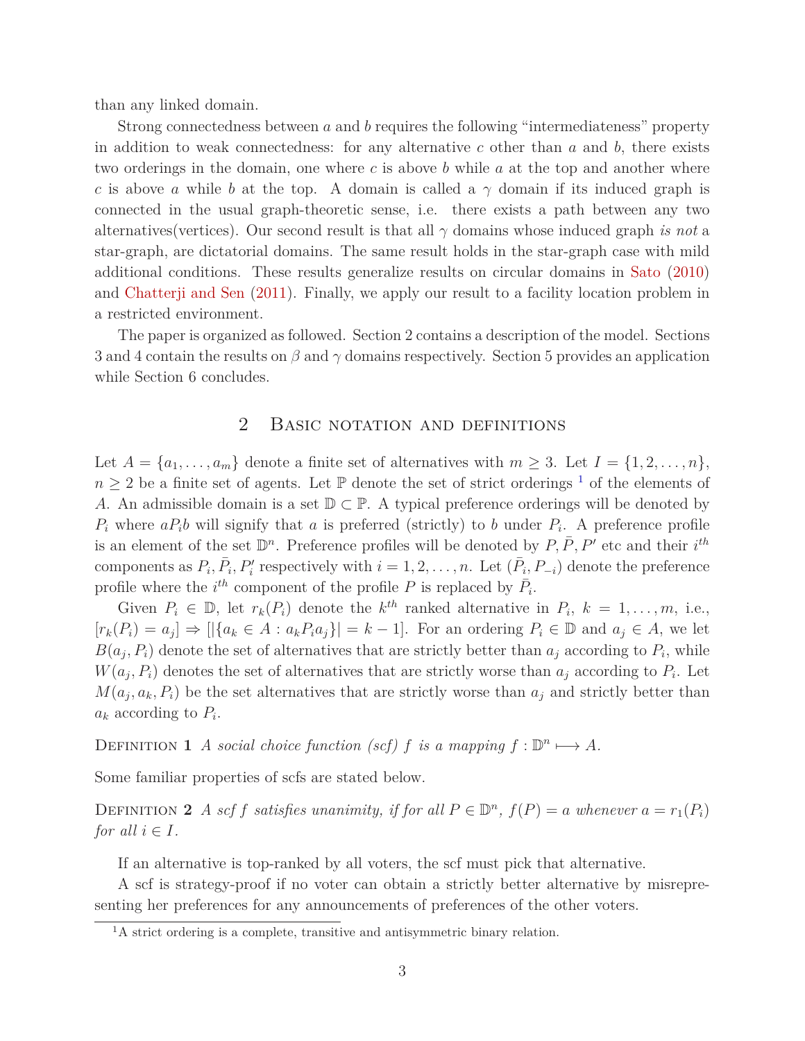than any linked domain.

Strong connectedness between $a$ and $b$ requires the following "intermediateness" property in addition to weak connectedness: for any alternative $c$ other than $a$ and $b$, there exists two orderings in the domain, one where $c$ is above $b$ while $a$ at the top and another where $c$ is above $a$ while $b$ at the top. A domain is called a $\gamma$ domain if its induced graph is connected in the usual graph-theoretic sense, i.e. there exists a path between any two alternatives(vertices). Our second result is that all $\gamma$ domains whose induced graph *is not* a star-graph, are dictatorial domains. The same result holds in the star-graph case with mild additional conditions. These results generalize results on circular domains in Sato (2010) and Chatterji and Sen (2011). Finally, we apply our result to a facility location problem in a restricted environment.

The paper is organized as followed. Section 2 contains a description of the model. Sections 3 and 4 contain the results on $\beta$ and $\gamma$ domains respectively. Section 5 provides an application while Section 6 concludes.

## 2 Basic notation and definitions

Let $A = \{a_1, \ldots, a_m\}$ denote a finite set of alternatives with $m \geq 3$. Let $I = \{1, 2, \ldots, n\}$, $n \geq 2$ be a finite set of agents. Let $\mathbb{P}$ denote the set of strict orderings [1] of the elements of $A$. An admissible domain is a set $\mathbb{D} \subset \mathbb{P}$. A typical preference orderings will be denoted by $P_i$ where $aP_ib$ will signify that $a$ is preferred (strictly) to $b$ under $P_i$. A preference profile is an element of the set $\mathbb{D}^n$. Preference profiles will be denoted by $P, \bar{P}, P'$ etc and their $i^{th}$ components as $P_i, \bar{P}_i, P'_i$ respectively with $i = 1, 2, \ldots, n$. Let $(\bar{P}_i, P_{-i})$ denote the preference profile where the $i^{th}$ component of the profile $P$ is replaced by $\bar{P}_i$.

Given $P_i \in \mathbb{D}$, let $r_k(P_i)$ denote the $k^{th}$ ranked alternative in $P_i$, $k = 1, \ldots, m$, i.e., $[r_k(P_i) = a_j] \Rightarrow [|\{a_k \in A : a_k P_i a_j\}| = k - 1]$. For an ordering $P_i \in \mathbb{D}$ and $a_j \in A$, we let $B(a_j, P_i)$ denote the set of alternatives that are strictly better than $a_j$ according to $P_i$, while $W(a_j, P_i)$ denotes the set of alternatives that are strictly worse than $a_j$ according to $P_i$. Let $M(a_j, a_k, P_i)$ be the set alternatives that are strictly worse than $a_j$ and strictly better than $a_k$ according to $P_i$.

Definition 1 *A social choice function (scf) $f$ is a mapping $f : \mathbb{D}^n \longmapsto A$.*

Some familiar properties of scfs are stated below.

Definition 2 *A scf $f$ satisfies unanimity, if for all $P \in \mathbb{D}^n$, $f(P) = a$ whenever $a = r_1(P_i)$ for all $i \in I$.*

If an alternative is top-ranked by all voters, the scf must pick that alternative.

A scf is strategy-proof if no voter can obtain a strictly better alternative by misrepresenting her preferences for any announcements of preferences of the other voters.

[1] A strict ordering is a complete, transitive and antisymmetric binary relation.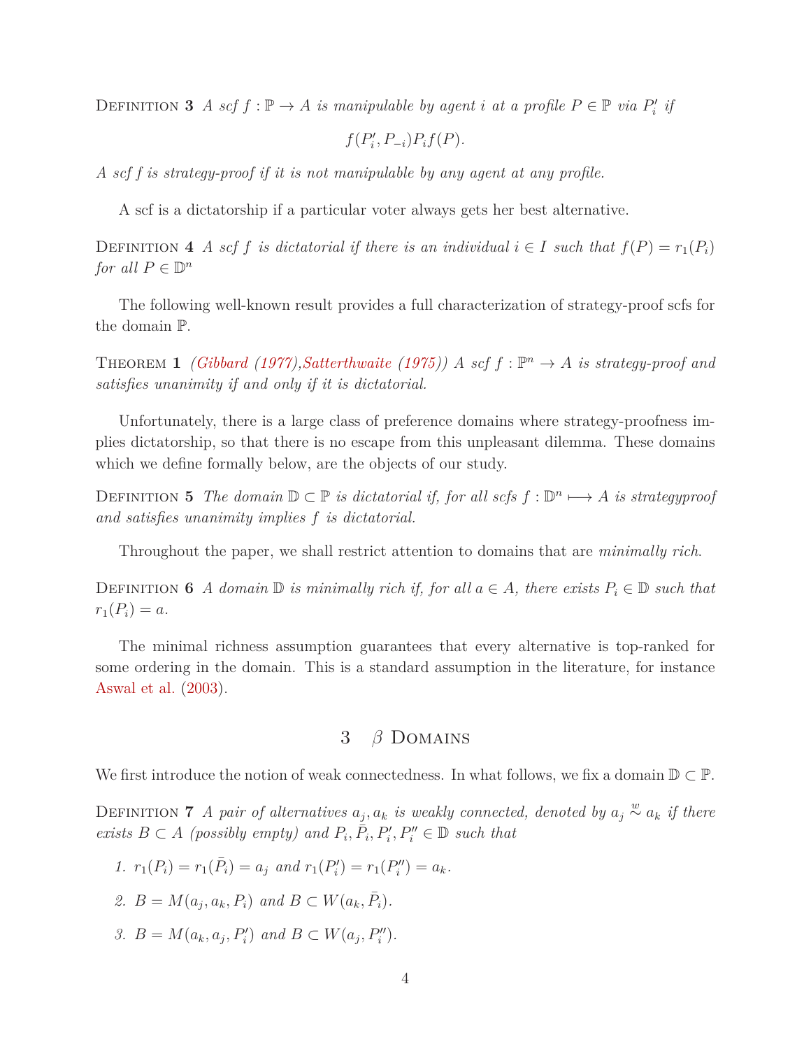Definition 3 *A scf $f : \mathbb{P} \to A$ is manipulable by agent $i$ at a profile $P \in \mathbb{P}$ via $P_i'$ if*

$$f(P_i', P_{-i}) P_i f(P).$$

*A scf $f$ is strategy-proof if it is not manipulable by any agent at any profile.*

A scf is a dictatorship if a particular voter always gets her best alternative.

Definition 4 *A scf $f$ is dictatorial if there is an individual $i \in I$ such that $f(P) = r_1(P_i)$ for all $P \in \mathbb{D}^n$*

The following well-known result provides a full characterization of strategy-proof scfs for the domain $\mathbb{P}$.

Theorem 1 *(Gibbard (1977),Satterthwaite (1975)) A scf $f : \mathbb{P}^n \to A$ is strategy-proof and satisfies unanimity if and only if it is dictatorial.*

Unfortunately, there is a large class of preference domains where strategy-proofness implies dictatorship, so that there is no escape from this unpleasant dilemma. These domains which we define formally below, are the objects of our study.

Definition 5 *The domain $\mathbb{D} \subset \mathbb{P}$ is dictatorial if, for all scfs $f : \mathbb{D}^n \longmapsto A$ is strategyproof and satisfies unanimity implies $f$ is dictatorial.*

Throughout the paper, we shall restrict attention to domains that are *minimally rich*.

Definition 6 *A domain $\mathbb{D}$ is minimally rich if, for all $a \in A$, there exists $P_i \in \mathbb{D}$ such that $r_1(P_i) = a$.*

The minimal richness assumption guarantees that every alternative is top-ranked for some ordering in the domain. This is a standard assumption in the literature, for instance Aswal et al. (2003).

## 3 $\beta$ Domains

We first introduce the notion of weak connectedness. In what follows, we fix a domain $\mathbb{D} \subset \mathbb{P}$.

Definition 7 *A pair of alternatives $a_j, a_k$ is weakly connected, denoted by $a_j \overset{w}{\sim} a_k$ if there exists $B \subset A$ (possibly empty) and $P_i, \bar{P}_i, P_i', P_i'' \in \mathbb{D}$ such that*

1. *$r_1(P_i) = r_1(\bar{P}_i) = a_j$ and $r_1(P_i') = r_1(P_i'') = a_k$.*
2. *$B = M(a_j, a_k, P_i)$ and $B \subset W(a_k, \bar{P}_i)$.*
3. *$B = M(a_k, a_j, P_i')$ and $B \subset W(a_j, P_i'')$.*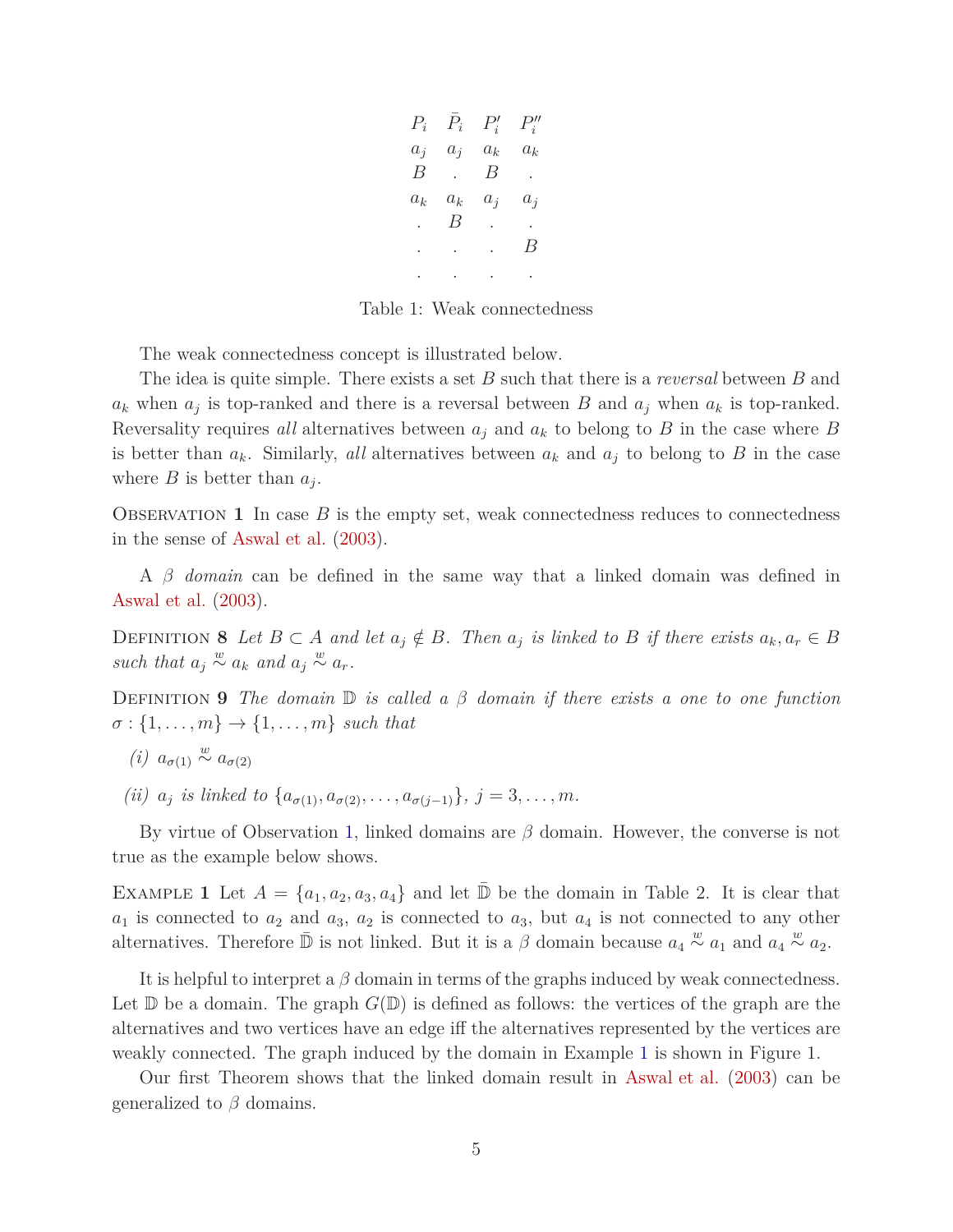| $P_i$ | $\bar{P}_i$ | $P'_i$ | $P''_i$ |
|---|---|---|---|
| $a_j$ | $a_j$ | $a_k$ | $a_k$ |
| $B$ | . | $B$ | . |
| $a_k$ | $a_k$ | $a_j$ | $a_j$ |
| . | $B$ | . | . |
| . | . | . | $B$ |
| . | . | . | . |

Table 1: Weak connectedness

The weak connectedness concept is illustrated below.

The idea is quite simple. There exists a set $B$ such that there is a *reversal* between $B$ and $a_k$ when $a_j$ is top-ranked and there is a reversal between $B$ and $a_j$ when $a_k$ is top-ranked. Reversality requires *all* alternatives between $a_j$ and $a_k$ to belong to $B$ in the case where $B$ is better than $a_k$. Similarly, *all* alternatives between $a_k$ and $a_j$ to belong to $B$ in the case where $B$ is better than $a_j$.

Observation 1 In case $B$ is the empty set, weak connectedness reduces to connectedness in the sense of Aswal et al. (2003).

A $\beta$ *domain* can be defined in the same way that a linked domain was defined in Aswal et al. (2003).

Definition 8 *Let $B \subset A$ and let $a_j \notin B$. Then $a_j$ is linked to $B$ if there exists $a_k, a_r \in B$ such that $a_j \overset{w}{\sim} a_k$ and $a_j \overset{w}{\sim} a_r$.*

Definition 9 *The domain $\mathbb{D}$ is called a $\beta$ domain if there exists a one to one function $\sigma : \{1, \ldots, m\} \to \{1, \ldots, m\}$ such that*

*(i)* $a_{\sigma(1)} \overset{w}{\sim} a_{\sigma(2)}$

*(ii)* *$a_j$ is linked to $\{a_{\sigma(1)}, a_{\sigma(2)}, \ldots, a_{\sigma(j-1)}\}$, $j = 3, \ldots, m$.*

By virtue of Observation 1, linked domains are $\beta$ domain. However, the converse is not true as the example below shows.

Example 1 Let $A = \{a_1, a_2, a_3, a_4\}$ and let $\bar{\mathbb{D}}$ be the domain in Table 2. It is clear that $a_1$ is connected to $a_2$ and $a_3$, $a_2$ is connected to $a_3$, but $a_4$ is not connected to any other alternatives. Therefore $\bar{\mathbb{D}}$ is not linked. But it is a $\beta$ domain because $a_4 \overset{w}{\sim} a_1$ and $a_4 \overset{w}{\sim} a_2$.

It is helpful to interpret a $\beta$ domain in terms of the graphs induced by weak connectedness. Let $\mathbb{D}$ be a domain. The graph $G(\mathbb{D})$ is defined as follows: the vertices of the graph are the alternatives and two vertices have an edge iff the alternatives represented by the vertices are weakly connected. The graph induced by the domain in Example 1 is shown in Figure 1.

Our first Theorem shows that the linked domain result in Aswal et al. (2003) can be generalized to $\beta$ domains.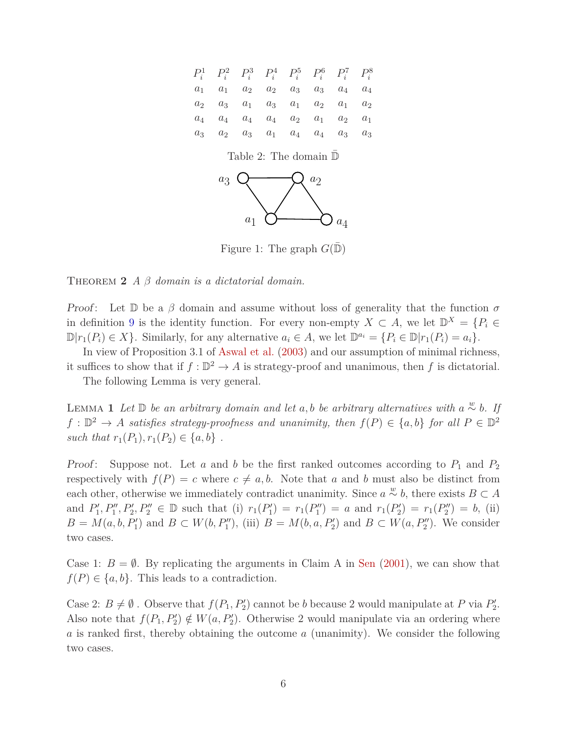| $P_i^1$ | $P_i^2$ | $P_i^3$ | $P_i^4$ | $P_i^5$ | $P_i^6$ | $P_i^7$ | $P_i^8$ |
|---|---|---|---|---|---|---|---|
| $a_1$ | $a_1$ | $a_2$ | $a_2$ | $a_3$ | $a_3$ | $a_4$ | $a_4$ |
| $a_2$ | $a_3$ | $a_1$ | $a_3$ | $a_1$ | $a_2$ | $a_1$ | $a_2$ |
| $a_4$ | $a_4$ | $a_4$ | $a_4$ | $a_2$ | $a_1$ | $a_2$ | $a_1$ |
| $a_3$ | $a_2$ | $a_3$ | $a_1$ | $a_4$ | $a_4$ | $a_3$ | $a_3$ |

Table 2: The domain $\bar{\mathbb{D}}$

Figure 1: The graph $G(\bar{\mathbb{D}})$

THEOREM **2** *A $\beta$ domain is a dictatorial domain.*

*Proof*: Let $\mathbb{D}$ be a $\beta$ domain and assume without loss of generality that the function $\sigma$ in definition 9 is the identity function. For every non-empty $X \subset A$, we let $\mathbb{D}^X = \{P_i \in \mathbb{D} | r_1(P_i) \in X\}$. Similarly, for any alternative $a_i \in A$, we let $\mathbb{D}^{a_i} = \{P_i \in \mathbb{D} | r_1(P_i) = a_i\}$.

In view of Proposition 3.1 of Aswal et al. (2003) and our assumption of minimal richness, it suffices to show that if $f : \mathbb{D}^2 \to A$ is strategy-proof and unanimous, then $f$ is dictatorial.

The following Lemma is very general.

LEMMA **1** *Let $\mathbb{D}$ be an arbitrary domain and let $a, b$ be arbitrary alternatives with $a \overset{w}{\sim} b$. If $f : \mathbb{D}^2 \to A$ satisfies strategy-proofness and unanimity, then $f(P) \in \{a, b\}$ for all $P \in \mathbb{D}^2$ such that $r_1(P_1), r_1(P_2) \in \{a, b\}$ .*

*Proof*: Suppose not. Let $a$ and $b$ be the first ranked outcomes according to $P_1$ and $P_2$ respectively with $f(P) = c$ where $c \neq a, b$. Note that $a$ and $b$ must also be distinct from each other, otherwise we immediately contradict unanimity. Since $a \overset{w}{\sim} b$, there exists $B \subset A$ and $P_1', P_1'', P_2', P_2'' \in \mathbb{D}$ such that (i) $r_1(P_1') = r_1(P_1'') = a$ and $r_1(P_2') = r_1(P_2'') = b$, (ii) $B = M(a, b, P_1')$ and $B \subset W(b, P_1'')$, (iii) $B = M(b, a, P_2')$ and $B \subset W(a, P_2'')$. We consider two cases.

Case 1: $B = \emptyset$. By replicating the arguments in Claim A in Sen (2001), we can show that $f(P) \in \{a, b\}$. This leads to a contradiction.

Case 2: $B \neq \emptyset$ . Observe that $f(P_1, P_2')$ cannot be $b$ because 2 would manipulate at $P$ via $P_2'$. Also note that $f(P_1, P_2') \notin W(a, P_2')$. Otherwise 2 would manipulate via an ordering where $a$ is ranked first, thereby obtaining the outcome $a$ (unanimity). We consider the following two cases.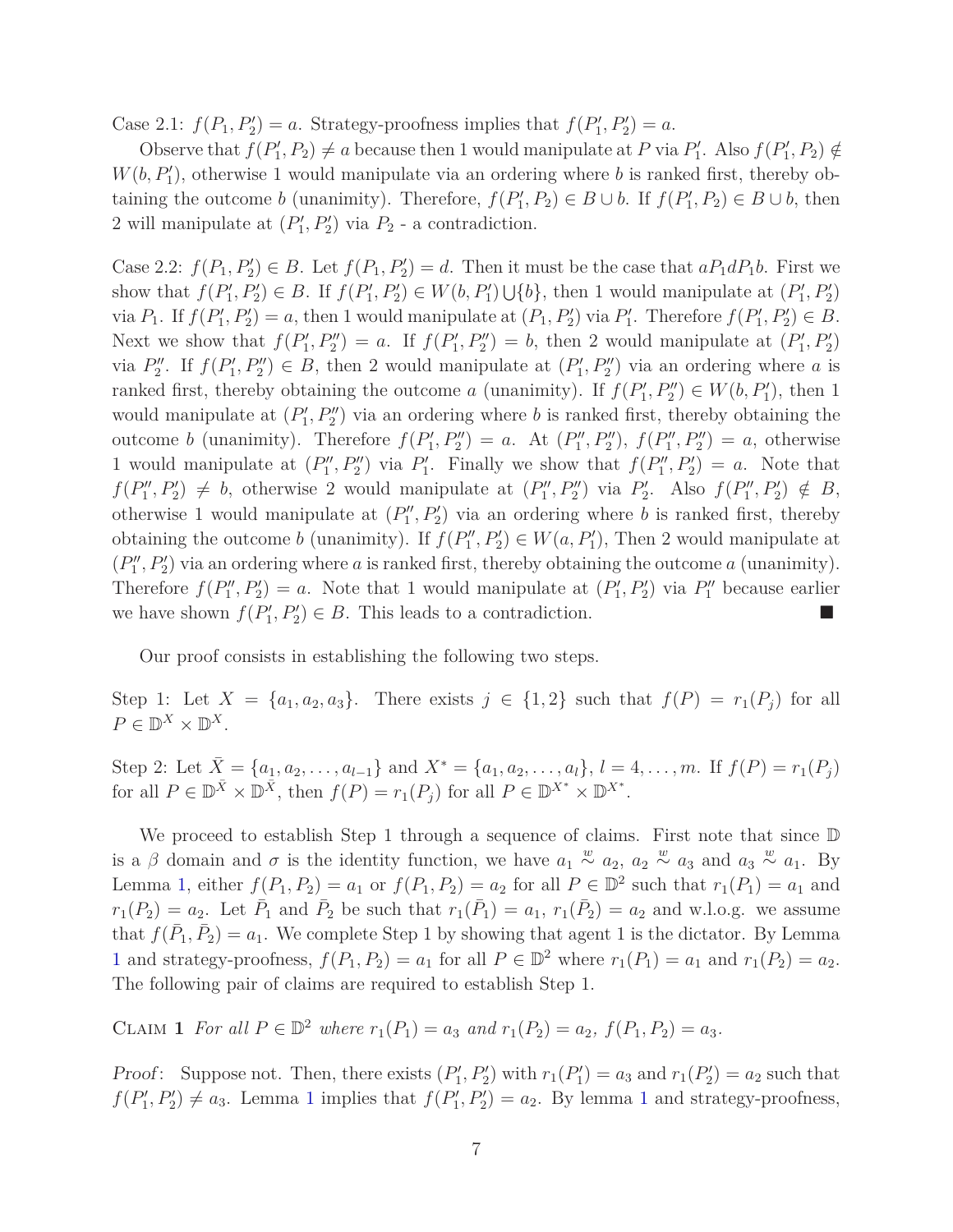Case 2.1: $f(P_1, P_2') = a$. Strategy-proofness implies that $f(P_1', P_2') = a$.

Observe that $f(P_1', P_2) \neq a$ because then 1 would manipulate at $P$ via $P_1'$. Also $f(P_1', P_2) \notin W(b, P_1')$, otherwise 1 would manipulate via an ordering where $b$ is ranked first, thereby obtaining the outcome $b$ (unanimity). Therefore, $f(P_1', P_2) \in B \cup b$. If $f(P_1', P_2) \in B \cup b$, then 2 will manipulate at $(P_1', P_2')$ via $P_2$ - a contradiction.

Case 2.2: $f(P_1, P_2') \in B$. Let $f(P_1, P_2') = d$. Then it must be the case that $aP_1dP_1b$. First we show that $f(P_1', P_2') \in B$. If $f(P_1', P_2') \in W(b, P_1') \bigcup \{b\}$, then 1 would manipulate at $(P_1', P_2')$ via $P_1$. If $f(P_1', P_2') = a$, then 1 would manipulate at $(P_1, P_2')$ via $P_1'$. Therefore $f(P_1', P_2') \in B$. Next we show that $f(P_1', P_2'') = a$. If $f(P_1', P_2'') = b$, then 2 would manipulate at $(P_1', P_2')$ via $P_2''$. If $f(P_1', P_2'') \in B$, then 2 would manipulate at $(P_1', P_2'')$ via an ordering where $a$ is ranked first, thereby obtaining the outcome $a$ (unanimity). If $f(P_1', P_2'') \in W(b, P_1')$, then 1 would manipulate at $(P_1', P_2'')$ via an ordering where $b$ is ranked first, thereby obtaining the outcome $b$ (unanimity). Therefore $f(P_1', P_2'') = a$. At $(P_1'', P_2'')$, $f(P_1'', P_2'') = a$, otherwise 1 would manipulate at $(P_1'', P_2'')$ via $P_1'$. Finally we show that $f(P_1'', P_2') = a$. Note that $f(P_1'', P_2') \neq b$, otherwise 2 would manipulate at $(P_1'', P_2'')$ via $P_2'$. Also $f(P_1'', P_2') \notin B$, otherwise 1 would manipulate at $(P_1'', P_2')$ via an ordering where $b$ is ranked first, thereby obtaining the outcome $b$ (unanimity). If $f(P_1'', P_2') \in W(a, P_1')$, Then 2 would manipulate at $(P_1'', P_2')$ via an ordering where $a$ is ranked first, thereby obtaining the outcome $a$ (unanimity). Therefore $f(P_1'', P_2') = a$. Note that 1 would manipulate at $(P_1', P_2')$ via $P_1''$ because earlier we have shown $f(P_1', P_2') \in B$. This leads to a contradiction. ■

Our proof consists in establishing the following two steps.

Step 1: Let $X = \{a_1, a_2, a_3\}$. There exists $j \in \{1, 2\}$ such that $f(P) = r_1(P_j)$ for all $P \in \mathbb{D}^X \times \mathbb{D}^X$.

Step 2: Let $\bar{X} = \{a_1, a_2, \ldots, a_{l-1}\}$ and $X^* = \{a_1, a_2, \ldots, a_l\}$, $l = 4, \ldots, m$. If $f(P) = r_1(P_j)$ for all $P \in \mathbb{D}^{\bar{X}} \times \mathbb{D}^{\bar{X}}$, then $f(P) = r_1(P_j)$ for all $P \in \mathbb{D}^{X^*} \times \mathbb{D}^{X^*}$.

We proceed to establish Step 1 through a sequence of claims. First note that since $\mathbb{D}$ is a $\beta$ domain and $\sigma$ is the identity function, we have $a_1 \overset{w}{\sim} a_2$, $a_2 \overset{w}{\sim} a_3$ and $a_3 \overset{w}{\sim} a_1$. By Lemma 1, either $f(P_1, P_2) = a_1$ or $f(P_1, P_2) = a_2$ for all $P \in \mathbb{D}^2$ such that $r_1(P_1) = a_1$ and $r_1(P_2) = a_2$. Let $\bar{P}_1$ and $\bar{P}_2$ be such that $r_1(\bar{P}_1) = a_1$, $r_1(\bar{P}_2) = a_2$ and w.l.o.g. we assume that $f(\bar{P}_1, \bar{P}_2) = a_1$. We complete Step 1 by showing that agent 1 is the dictator. By Lemma 1 and strategy-proofness, $f(P_1, P_2) = a_1$ for all $P \in \mathbb{D}^2$ where $r_1(P_1) = a_1$ and $r_1(P_2) = a_2$. The following pair of claims are required to establish Step 1.

CLAIM 1 *For all $P \in \mathbb{D}^2$ where $r_1(P_1) = a_3$ and $r_1(P_2) = a_2$, $f(P_1, P_2) = a_3$.*

*Proof*: Suppose not. Then, there exists $(P_1', P_2')$ with $r_1(P_1') = a_3$ and $r_1(P_2') = a_2$ such that $f(P_1', P_2') \neq a_3$. Lemma 1 implies that $f(P_1', P_2') = a_2$. By lemma 1 and strategy-proofness,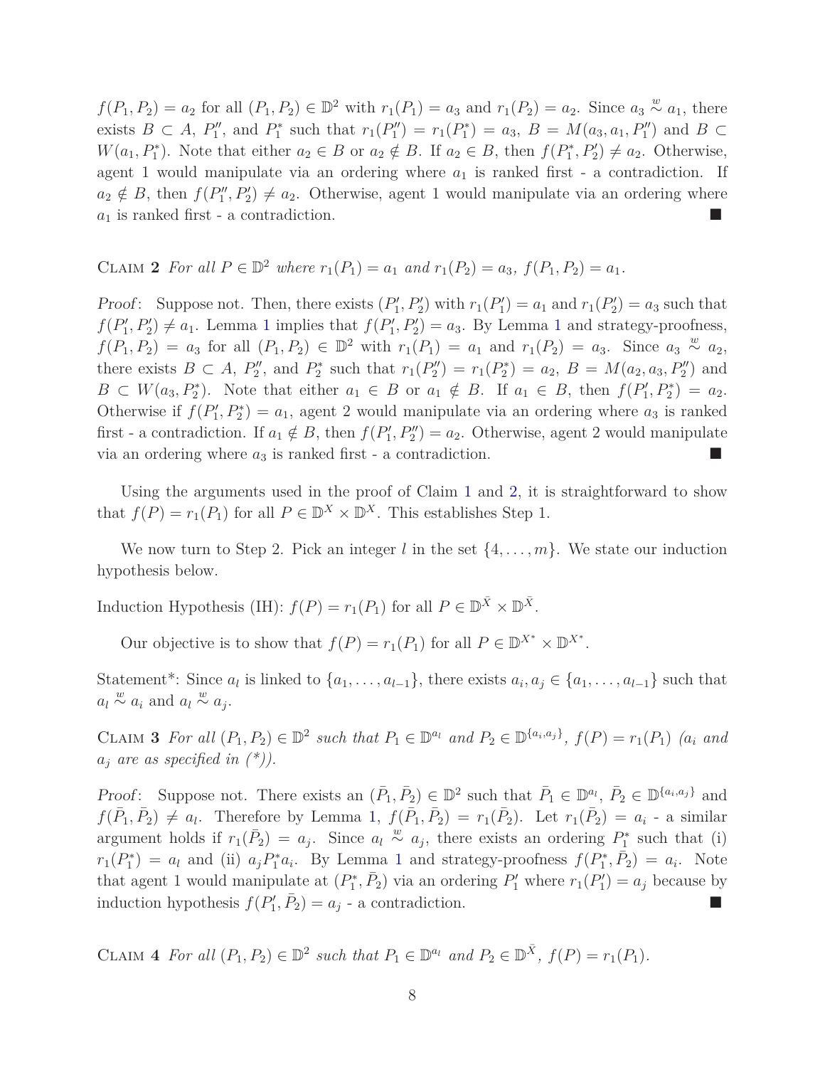$f(P_1, P_2) = a_2$ for all $(P_1, P_2) \in \mathbb{D}^2$ with $r_1(P_1) = a_3$ and $r_1(P_2) = a_2$. Since $a_3 \overset{w}{\sim} a_1$, there exists $B \subset A$, $P_1''$, and $P_1^*$ such that $r_1(P_1'') = r_1(P_1^*) = a_3$, $B = M(a_3, a_1, P_1'')$ and $B \subset W(a_1, P_1^*)$. Note that either $a_2 \in B$ or $a_2 \notin B$. If $a_2 \in B$, then $f(P_1^*, P_2') \neq a_2$. Otherwise, agent 1 would manipulate via an ordering where $a_1$ is ranked first - a contradiction. If $a_2 \notin B$, then $f(P_1'', P_2') \neq a_2$. Otherwise, agent 1 would manipulate via an ordering where $a_1$ is ranked first - a contradiction. ■

Claim 2 *For all $P \in \mathbb{D}^2$ where $r_1(P_1) = a_1$ and $r_1(P_2) = a_3$, $f(P_1, P_2) = a_1$.*

*Proof*: Suppose not. Then, there exists $(P_1', P_2')$ with $r_1(P_1') = a_1$ and $r_1(P_2') = a_3$ such that $f(P_1', P_2') \neq a_1$. Lemma 1 implies that $f(P_1', P_2') = a_3$. By Lemma 1 and strategy-proofness, $f(P_1, P_2) = a_3$ for all $(P_1, P_2) \in \mathbb{D}^2$ with $r_1(P_1) = a_1$ and $r_1(P_2) = a_3$. Since $a_3 \overset{w}{\sim} a_2$, there exists $B \subset A$, $P_2''$, and $P_2^*$ such that $r_1(P_2'') = r_1(P_2^*) = a_2$, $B = M(a_2, a_3, P_2'')$ and $B \subset W(a_3, P_2^*)$. Note that either $a_1 \in B$ or $a_1 \notin B$. If $a_1 \in B$, then $f(P_1', P_2^*) = a_2$. Otherwise if $f(P_1', P_2^*) = a_1$, agent 2 would manipulate via an ordering where $a_3$ is ranked first - a contradiction. If $a_1 \notin B$, then $f(P_1', P_2'') = a_2$. Otherwise, agent 2 would manipulate via an ordering where $a_3$ is ranked first - a contradiction. ■

Using the arguments used in the proof of Claim 1 and 2, it is straightforward to show that $f(P) = r_1(P_1)$ for all $P \in \mathbb{D}^X \times \mathbb{D}^X$. This establishes Step 1.

We now turn to Step 2. Pick an integer $l$ in the set $\{4, \ldots, m\}$. We state our induction hypothesis below.

Induction Hypothesis (IH): $f(P) = r_1(P_1)$ for all $P \in \mathbb{D}^{\bar{X}} \times \mathbb{D}^{\bar{X}}$.

Our objective is to show that $f(P) = r_1(P_1)$ for all $P \in \mathbb{D}^{X^*} \times \mathbb{D}^{X^*}$.

Statement*: Since $a_l$ is linked to $\{a_1, \ldots, a_{l-1}\}$, there exists $a_i, a_j \in \{a_1, \ldots, a_{l-1}\}$ such that $a_l \overset{w}{\sim} a_i$ and $a_l \overset{w}{\sim} a_j$.

Claim 3 *For all $(P_1, P_2) \in \mathbb{D}^2$ such that $P_1 \in \mathbb{D}^{a_l}$ and $P_2 \in \mathbb{D}^{\{a_i, a_j\}}$, $f(P) = r_1(P_1)$ ($a_i$ and $a_j$ are as specified in (\*)).*

*Proof*: Suppose not. There exists an $(\bar{P}_1, \bar{P}_2) \in \mathbb{D}^2$ such that $\bar{P}_1 \in \mathbb{D}^{a_l}$, $\bar{P}_2 \in \mathbb{D}^{\{a_i, a_j\}}$ and $f(\bar{P}_1, \bar{P}_2) \neq a_l$. Therefore by Lemma 1, $f(\bar{P}_1, \bar{P}_2) = r_1(\bar{P}_2)$. Let $r_1(\bar{P}_2) = a_i$ - a similar argument holds if $r_1(\bar{P}_2) = a_j$. Since $a_l \overset{w}{\sim} a_j$, there exists an ordering $P_1^*$ such that (i) $r_1(P_1^*) = a_l$ and (ii) $a_j P_1^* a_i$. By Lemma 1 and strategy-proofness $f(P_1^*, \bar{P}_2) = a_i$. Note that agent 1 would manipulate at $(P_1^*, \bar{P}_2)$ via an ordering $P_1'$ where $r_1(P_1') = a_j$ because by induction hypothesis $f(P_1', \bar{P}_2) = a_j$ - a contradiction. ■

Claim 4 *For all $(P_1, P_2) \in \mathbb{D}^2$ such that $P_1 \in \mathbb{D}^{a_l}$ and $P_2 \in \mathbb{D}^{\bar{X}}$, $f(P) = r_1(P_1)$.*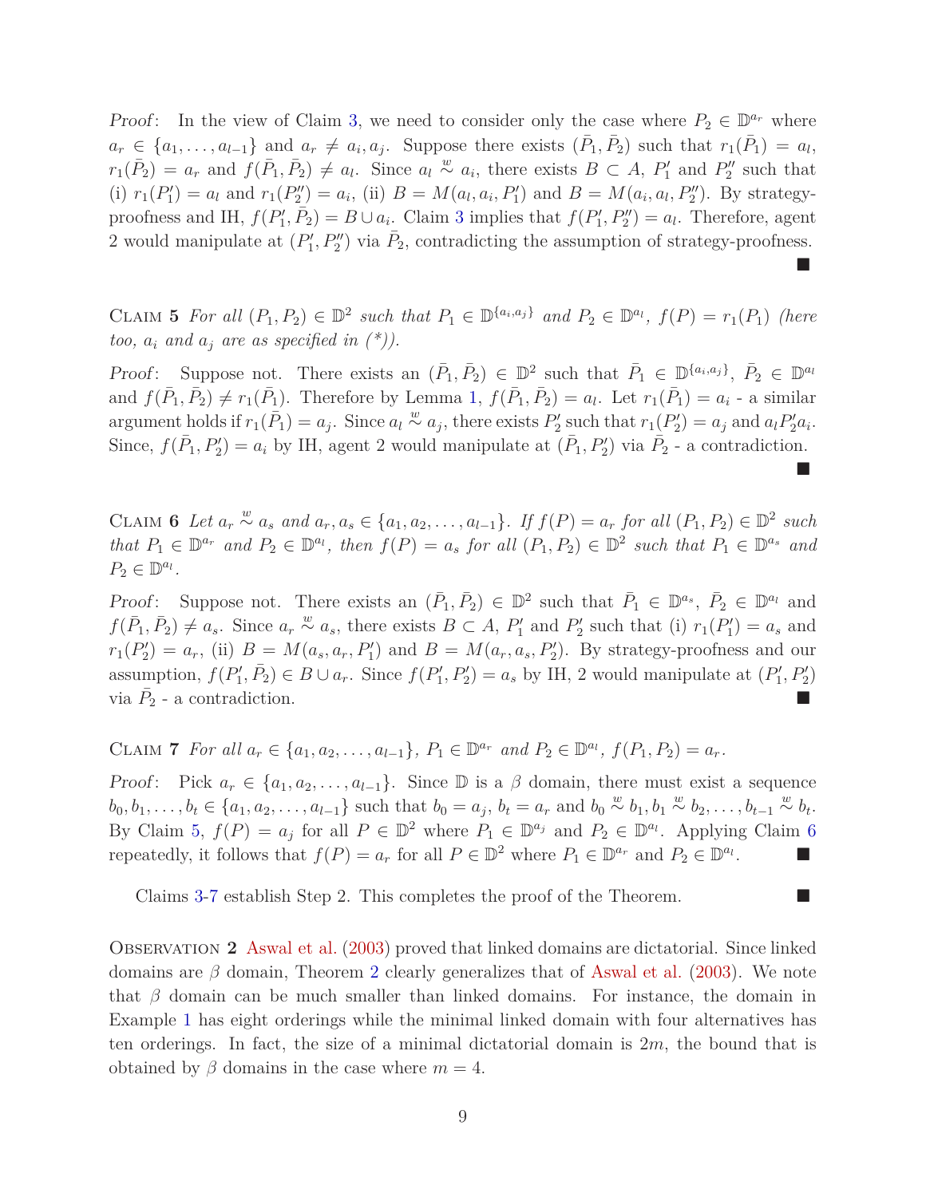*Proof*: In the view of Claim 3, we need to consider only the case where $P_2 \in \mathbb{D}^{a_r}$ where $a_r \in \{a_1, \ldots, a_{l-1}\}$ and $a_r \neq a_i, a_j$. Suppose there exists $(\bar{P}_1, \bar{P}_2)$ such that $r_1(\bar{P}_1) = a_l$, $r_1(\bar{P}_2) = a_r$ and $f(\bar{P}_1, \bar{P}_2) \neq a_l$. Since $a_l \overset{w}{\sim} a_i$, there exists $B \subset A$, $P_1'$ and $P_2''$ such that (i) $r_1(P_1') = a_l$ and $r_1(P_2'') = a_i$, (ii) $B = M(a_l, a_i, P_1')$ and $B = M(a_i, a_l, P_2'')$. By strategy-proofness and IH, $f(P_1', \bar{P}_2) = B \cup a_i$. Claim 3 implies that $f(P_1', P_2'') = a_l$. Therefore, agent 2 would manipulate at $(P_1', P_2'')$ via $\bar{P}_2$, contradicting the assumption of strategy-proofness. ■

Claim 5 *For all $(P_1, P_2) \in \mathbb{D}^2$ such that $P_1 \in \mathbb{D}^{\{a_i, a_j\}}$ and $P_2 \in \mathbb{D}^{a_l}$, $f(P) = r_1(P_1)$ (here too, $a_i$ and $a_j$ are as specified in (\*)).*

*Proof*: Suppose not. There exists an $(\bar{P}_1, \bar{P}_2) \in \mathbb{D}^2$ such that $\bar{P}_1 \in \mathbb{D}^{\{a_i, a_j\}}$, $\bar{P}_2 \in \mathbb{D}^{a_l}$ and $f(\bar{P}_1, \bar{P}_2) \neq r_1(\bar{P}_1)$. Therefore by Lemma 1, $f(\bar{P}_1, \bar{P}_2) = a_l$. Let $r_1(\bar{P}_1) = a_i$ - a similar argument holds if $r_1(\bar{P}_1) = a_j$. Since $a_l \overset{w}{\sim} a_j$, there exists $P_2'$ such that $r_1(P_2') = a_j$ and $a_l P_2' a_i$. Since, $f(\bar{P}_1, P_2') = a_i$ by IH, agent 2 would manipulate at $(\bar{P}_1, P_2')$ via $\bar{P}_2$ - a contradiction. ■

Claim 6 *Let $a_r \overset{w}{\sim} a_s$ and $a_r, a_s \in \{a_1, a_2, \ldots, a_{l-1}\}$. If $f(P) = a_r$ for all $(P_1, P_2) \in \mathbb{D}^2$ such that $P_1 \in \mathbb{D}^{a_r}$ and $P_2 \in \mathbb{D}^{a_l}$, then $f(P) = a_s$ for all $(P_1, P_2) \in \mathbb{D}^2$ such that $P_1 \in \mathbb{D}^{a_s}$ and $P_2 \in \mathbb{D}^{a_l}$.*

*Proof*: Suppose not. There exists an $(\bar{P}_1, \bar{P}_2) \in \mathbb{D}^2$ such that $\bar{P}_1 \in \mathbb{D}^{a_s}$, $\bar{P}_2 \in \mathbb{D}^{a_l}$ and $f(\bar{P}_1, \bar{P}_2) \neq a_s$. Since $a_r \overset{w}{\sim} a_s$, there exists $B \subset A$, $P_1'$ and $P_2'$ such that (i) $r_1(P_1') = a_s$ and $r_1(P_2') = a_r$, (ii) $B = M(a_s, a_r, P_1')$ and $B = M(a_r, a_s, P_2')$. By strategy-proofness and our assumption, $f(P_1', \bar{P}_2) \in B \cup a_r$. Since $f(P_1', P_2') = a_s$ by IH, 2 would manipulate at $(P_1', P_2')$ via $\bar{P}_2$ - a contradiction. ■

Claim 7 *For all $a_r \in \{a_1, a_2, \ldots, a_{l-1}\}$, $P_1 \in \mathbb{D}^{a_r}$ and $P_2 \in \mathbb{D}^{a_l}$, $f(P_1, P_2) = a_r$.*

*Proof*: Pick $a_r \in \{a_1, a_2, \ldots, a_{l-1}\}$. Since $\mathbb{D}$ is a $\beta$ domain, there must exist a sequence $b_0, b_1, \ldots, b_t \in \{a_1, a_2, \ldots, a_{l-1}\}$ such that $b_0 = a_j$, $b_t = a_r$ and $b_0 \overset{w}{\sim} b_1, b_1 \overset{w}{\sim} b_2, \ldots, b_{t-1} \overset{w}{\sim} b_t$. By Claim 5, $f(P) = a_j$ for all $P \in \mathbb{D}^2$ where $P_1 \in \mathbb{D}^{a_j}$ and $P_2 \in \mathbb{D}^{a_l}$. Applying Claim 6 repeatedly, it follows that $f(P) = a_r$ for all $P \in \mathbb{D}^2$ where $P_1 \in \mathbb{D}^{a_r}$ and $P_2 \in \mathbb{D}^{a_l}$. ■

Claims 3-7 establish Step 2. This completes the proof of the Theorem. ■

Observation 2 Aswal et al. (2003) proved that linked domains are dictatorial. Since linked domains are $\beta$ domain, Theorem 2 clearly generalizes that of Aswal et al. (2003). We note that $\beta$ domain can be much smaller than linked domains. For instance, the domain in Example 1 has eight orderings while the minimal linked domain with four alternatives has ten orderings. In fact, the size of a minimal dictatorial domain is $2m$, the bound that is obtained by $\beta$ domains in the case where $m = 4$.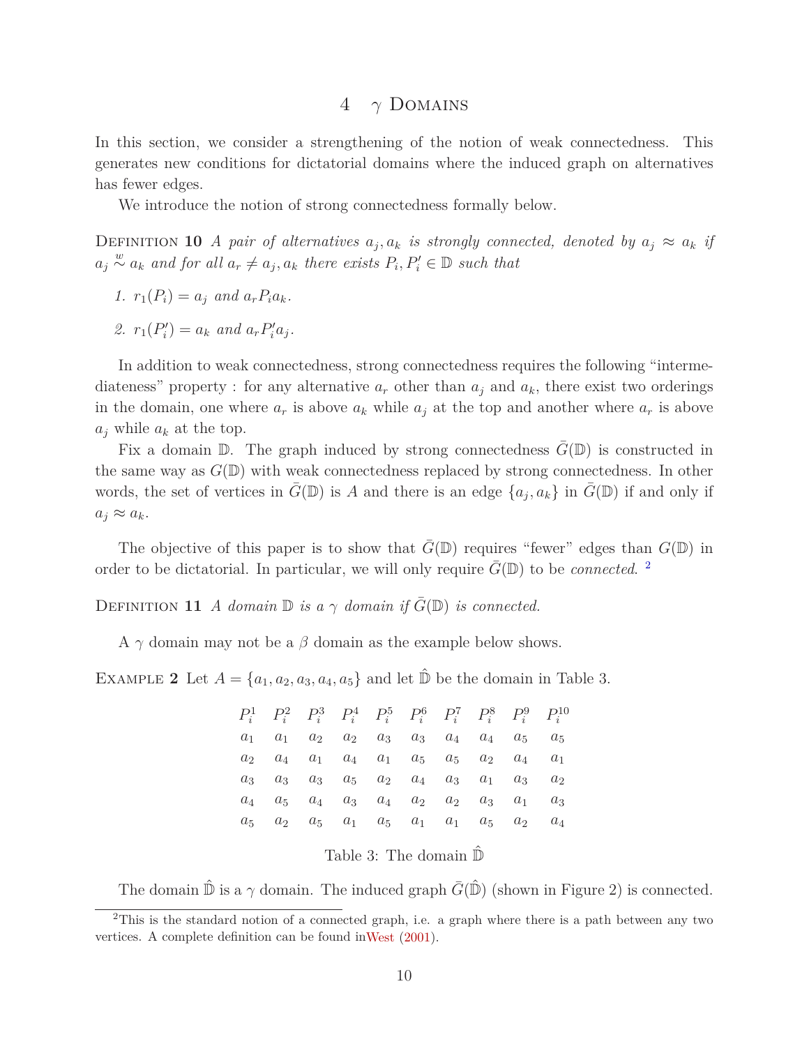# 4 $\gamma$ Domains

In this section, we consider a strengthening of the notion of weak connectedness. This generates new conditions for dictatorial domains where the induced graph on alternatives has fewer edges.

We introduce the notion of strong connectedness formally below.

Definition **10** *A pair of alternatives $a_j, a_k$ is strongly connected, denoted by $a_j \approx a_k$ if $a_j \overset{w}{\sim} a_k$ and for all $a_r \neq a_j, a_k$ there exists $P_i, P_i' \in \mathbb{D}$ such that*

1. *$r_1(P_i) = a_j$ and $a_r P_i a_k$.*
2. *$r_1(P_i') = a_k$ and $a_r P_i' a_j$.*

In addition to weak connectedness, strong connectedness requires the following "intermediateness" property : for any alternative $a_r$ other than $a_j$ and $a_k$, there exist two orderings in the domain, one where $a_r$ is above $a_k$ while $a_j$ at the top and another where $a_r$ is above $a_j$ while $a_k$ at the top.

Fix a domain $\mathbb{D}$. The graph induced by strong connectedness $\bar{G}(\mathbb{D})$ is constructed in the same way as $G(\mathbb{D})$ with weak connectedness replaced by strong connectedness. In other words, the set of vertices in $\bar{G}(\mathbb{D})$ is $A$ and there is an edge $\{a_j, a_k\}$ in $\bar{G}(\mathbb{D})$ if and only if $a_j \approx a_k$.

The objective of this paper is to show that $\bar{G}(\mathbb{D})$ requires "fewer" edges than $G(\mathbb{D})$ in order to be dictatorial. In particular, we will only require $\bar{G}(\mathbb{D})$ to be *connected*. [2]

Definition **11** *A domain $\mathbb{D}$ is a $\gamma$ domain if $\bar{G}(\mathbb{D})$ is connected.*

A $\gamma$ domain may not be a $\beta$ domain as the example below shows.

Example **2** Let $A = \{a_1, a_2, a_3, a_4, a_5\}$ and let $\hat{\mathbb{D}}$ be the domain in Table 3.

| $P_i^1$ | $P_i^2$ | $P_i^3$ | $P_i^4$ | $P_i^5$ | $P_i^6$ | $P_i^7$ | $P_i^8$ | $P_i^9$ | $P_i^{10}$ |
|---|---|---|---|---|---|---|---|---|---|
| $a_1$ | $a_1$ | $a_2$ | $a_2$ | $a_3$ | $a_3$ | $a_4$ | $a_4$ | $a_5$ | $a_5$ |
| $a_2$ | $a_4$ | $a_1$ | $a_4$ | $a_1$ | $a_5$ | $a_5$ | $a_2$ | $a_4$ | $a_1$ |
| $a_3$ | $a_3$ | $a_3$ | $a_5$ | $a_2$ | $a_4$ | $a_3$ | $a_1$ | $a_3$ | $a_2$ |
| $a_4$ | $a_5$ | $a_4$ | $a_3$ | $a_4$ | $a_2$ | $a_2$ | $a_3$ | $a_1$ | $a_3$ |
| $a_5$ | $a_2$ | $a_5$ | $a_1$ | $a_5$ | $a_1$ | $a_1$ | $a_5$ | $a_2$ | $a_4$ |

Table 3: The domain $\hat{\mathbb{D}}$

The domain $\hat{\mathbb{D}}$ is a $\gamma$ domain. The induced graph $\bar{G}(\hat{\mathbb{D}})$ (shown in Figure 2) is connected.

[2] This is the standard notion of a connected graph, i.e. a graph where there is a path between any two vertices. A complete definition can be found in West (2001).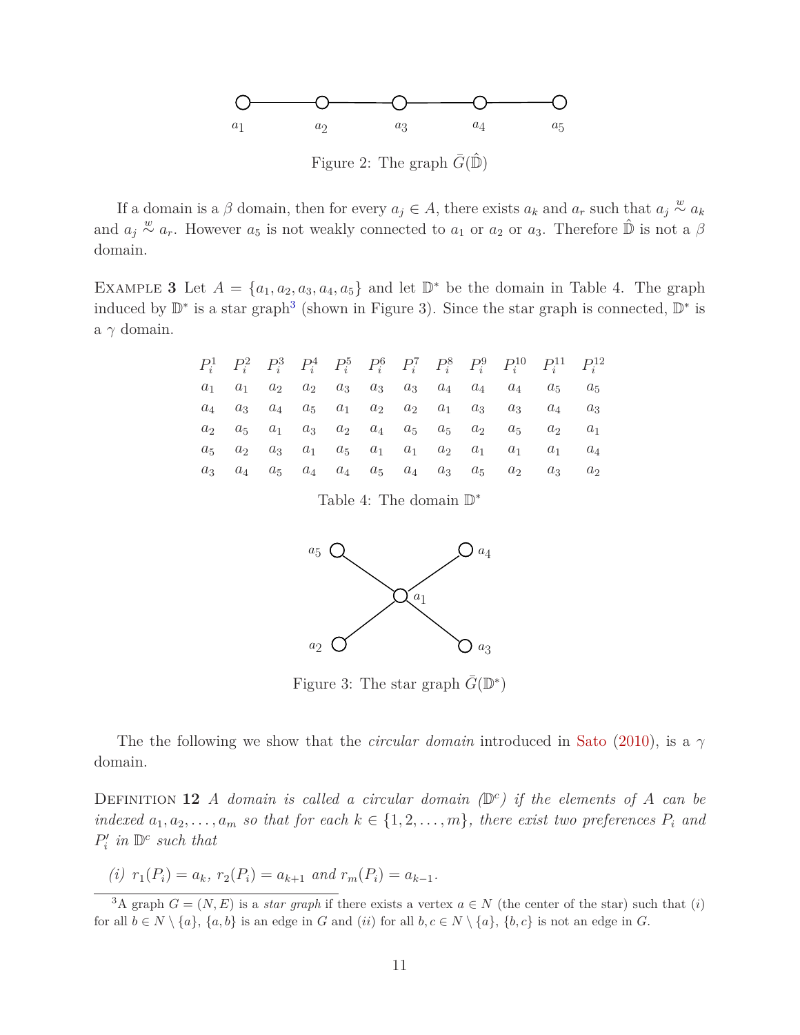Figure 2: The graph $\bar{G}(\hat{\mathbb{D}})$

If a domain is a $\beta$ domain, then for every $a_j \in A$, there exists $a_k$ and $a_r$ such that $a_j \overset{w}{\sim} a_k$ and $a_j \overset{w}{\sim} a_r$. However $a_5$ is not weakly connected to $a_1$ or $a_2$ or $a_3$. Therefore $\hat{\mathbb{D}}$ is not a $\beta$ domain.

EXAMPLE **3** Let $A = \{a_1, a_2, a_3, a_4, a_5\}$ and let $\mathbb{D}^*$ be the domain in Table 4. The graph induced by $\mathbb{D}^*$ is a star graph[3] (shown in Figure 3). Since the star graph is connected, $\mathbb{D}^*$ is a $\gamma$ domain.

| $P_i^1$ | $P_i^2$ | $P_i^3$ | $P_i^4$ | $P_i^5$ | $P_i^6$ | $P_i^7$ | $P_i^8$ | $P_i^9$ | $P_i^{10}$ | $P_i^{11}$ | $P_i^{12}$ |
|---|---|---|---|---|---|---|---|---|---|---|---|
| $a_1$ | $a_1$ | $a_2$ | $a_2$ | $a_3$ | $a_3$ | $a_3$ | $a_4$ | $a_4$ | $a_4$ | $a_5$ | $a_5$ |
| $a_4$ | $a_3$ | $a_4$ | $a_5$ | $a_1$ | $a_2$ | $a_2$ | $a_1$ | $a_3$ | $a_3$ | $a_4$ | $a_3$ |
| $a_2$ | $a_5$ | $a_1$ | $a_3$ | $a_2$ | $a_4$ | $a_5$ | $a_5$ | $a_2$ | $a_5$ | $a_2$ | $a_1$ |
| $a_5$ | $a_2$ | $a_3$ | $a_1$ | $a_5$ | $a_1$ | $a_1$ | $a_2$ | $a_1$ | $a_1$ | $a_1$ | $a_4$ |
| $a_3$ | $a_4$ | $a_5$ | $a_4$ | $a_4$ | $a_5$ | $a_4$ | $a_3$ | $a_5$ | $a_2$ | $a_3$ | $a_2$ |

Table 4: The domain $\mathbb{D}^*$

Figure 3: The star graph $\bar{G}(\mathbb{D}^*)$

The the following we show that the *circular domain* introduced in Sato (2010), is a $\gamma$ domain.

DEFINITION **12** *A domain is called a circular domain ($\mathbb{D}^c$) if the elements of $A$ can be indexed $a_1, a_2, \ldots, a_m$ so that for each $k \in \{1, 2, \ldots, m\}$, there exist two preferences $P_i$ and $P_i'$ in $\mathbb{D}^c$ such that*

*(i)* $r_1(P_i) = a_k$, $r_2(P_i) = a_{k+1}$ *and* $r_m(P_i) = a_{k-1}$.

[3] A graph $G = (N, E)$ is a *star graph* if there exists a vertex $a \in N$ (the center of the star) such that $(i)$ for all $b \in N \setminus \{a\}$, $\{a, b\}$ is an edge in $G$ and $(ii)$ for all $b, c \in N \setminus \{a\}$, $\{b, c\}$ is not an edge in $G$.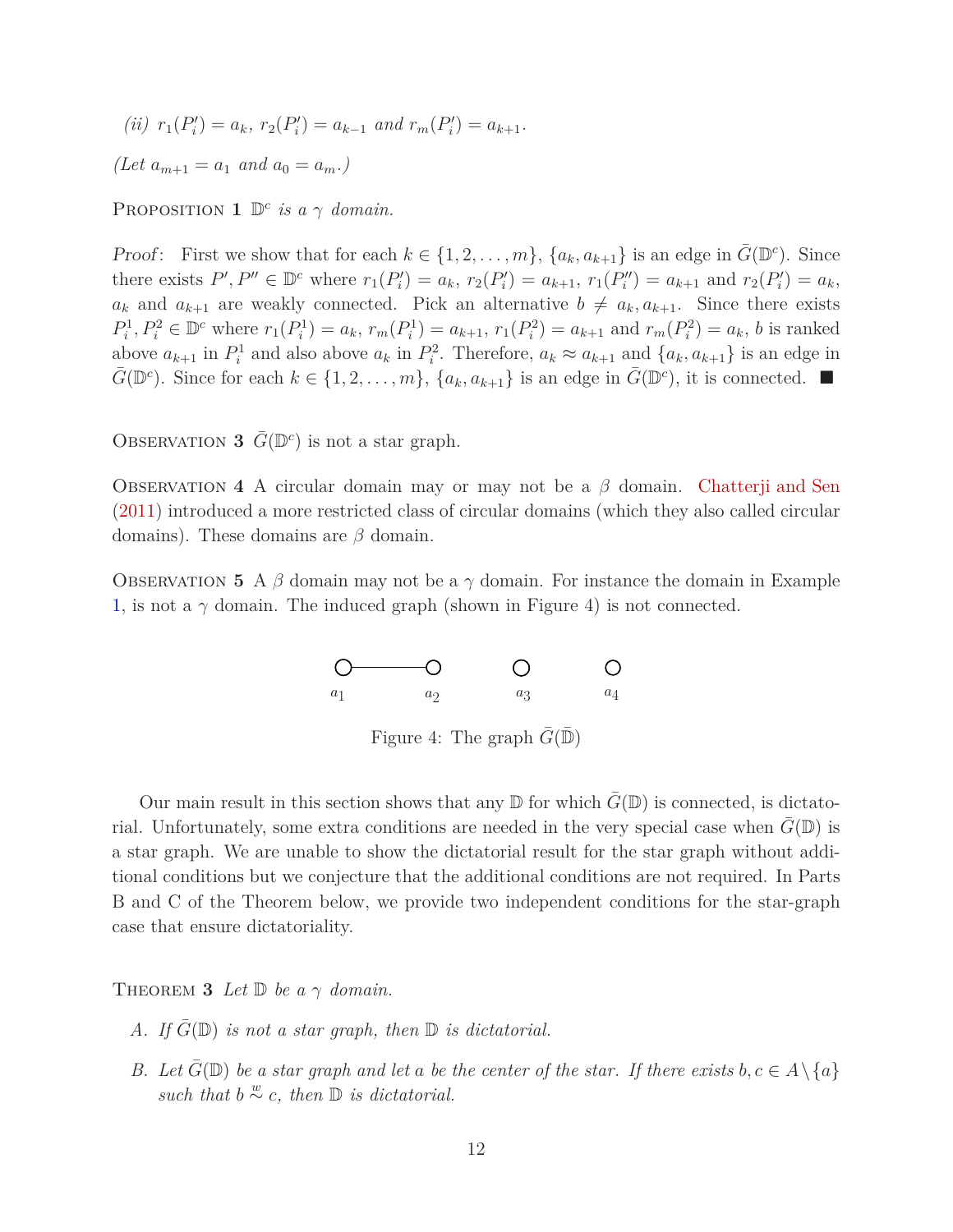*(ii)* $r_1(P_i') = a_k$, $r_2(P_i') = a_{k-1}$ *and* $r_m(P_i') = a_{k+1}$.

*(Let $a_{m+1} = a_1$ and $a_0 = a_m$.)*

Proposition 1 *$\mathbb{D}^c$ is a $\gamma$ domain.*

*Proof*: First we show that for each $k \in \{1, 2, \ldots, m\}$, $\{a_k, a_{k+1}\}$ is an edge in $\bar{G}(\mathbb{D}^c)$. Since there exists $P', P'' \in \mathbb{D}^c$ where $r_1(P_i') = a_k$, $r_2(P_i') = a_{k+1}$, $r_1(P_i'') = a_{k+1}$ and $r_2(P_i') = a_k$, $a_k$ and $a_{k+1}$ are weakly connected. Pick an alternative $b \neq a_k, a_{k+1}$. Since there exists $P_i^1, P_i^2 \in \mathbb{D}^c$ where $r_1(P_i^1) = a_k$, $r_m(P_i^1) = a_{k+1}$, $r_1(P_i^2) = a_{k+1}$ and $r_m(P_i^2) = a_k$, $b$ is ranked above $a_{k+1}$ in $P_i^1$ and also above $a_k$ in $P_i^2$. Therefore, $a_k \approx a_{k+1}$ and $\{a_k, a_{k+1}\}$ is an edge in $\bar{G}(\mathbb{D}^c)$. Since for each $k \in \{1, 2, \ldots, m\}$, $\{a_k, a_{k+1}\}$ is an edge in $\bar{G}(\mathbb{D}^c)$, it is connected. ■

Observation 3 $\bar{G}(\mathbb{D}^c)$ is not a star graph.

Observation 4 A circular domain may or may not be a $\beta$ domain. Chatterji and Sen (2011) introduced a more restricted class of circular domains (which they also called circular domains). These domains are $\beta$ domain.

Observation 5 A $\beta$ domain may not be a $\gamma$ domain. For instance the domain in Example 1, is not a $\gamma$ domain. The induced graph (shown in Figure 4) is not connected.

Figure 4: The graph $\bar{G}(\bar{\mathbb{D}})$

Our main result in this section shows that any $\mathbb{D}$ for which $\bar{G}(\mathbb{D})$ is connected, is dictatorial. Unfortunately, some extra conditions are needed in the very special case when $\bar{G}(\mathbb{D})$ is a star graph. We are unable to show the dictatorial result for the star graph without additional conditions but we conjecture that the additional conditions are not required. In Parts B and C of the Theorem below, we provide two independent conditions for the star-graph case that ensure dictatoriality.

Theorem 3 *Let $\mathbb{D}$ be a $\gamma$ domain.*

A. *If $\bar{G}(\mathbb{D})$ is not a star graph, then $\mathbb{D}$ is dictatorial.*

B. *Let $\bar{G}(\mathbb{D})$ be a star graph and let $a$ be the center of the star. If there exists $b, c \in A \setminus \{a\}$ such that $b \overset{w}{\sim} c$, then $\mathbb{D}$ is dictatorial.*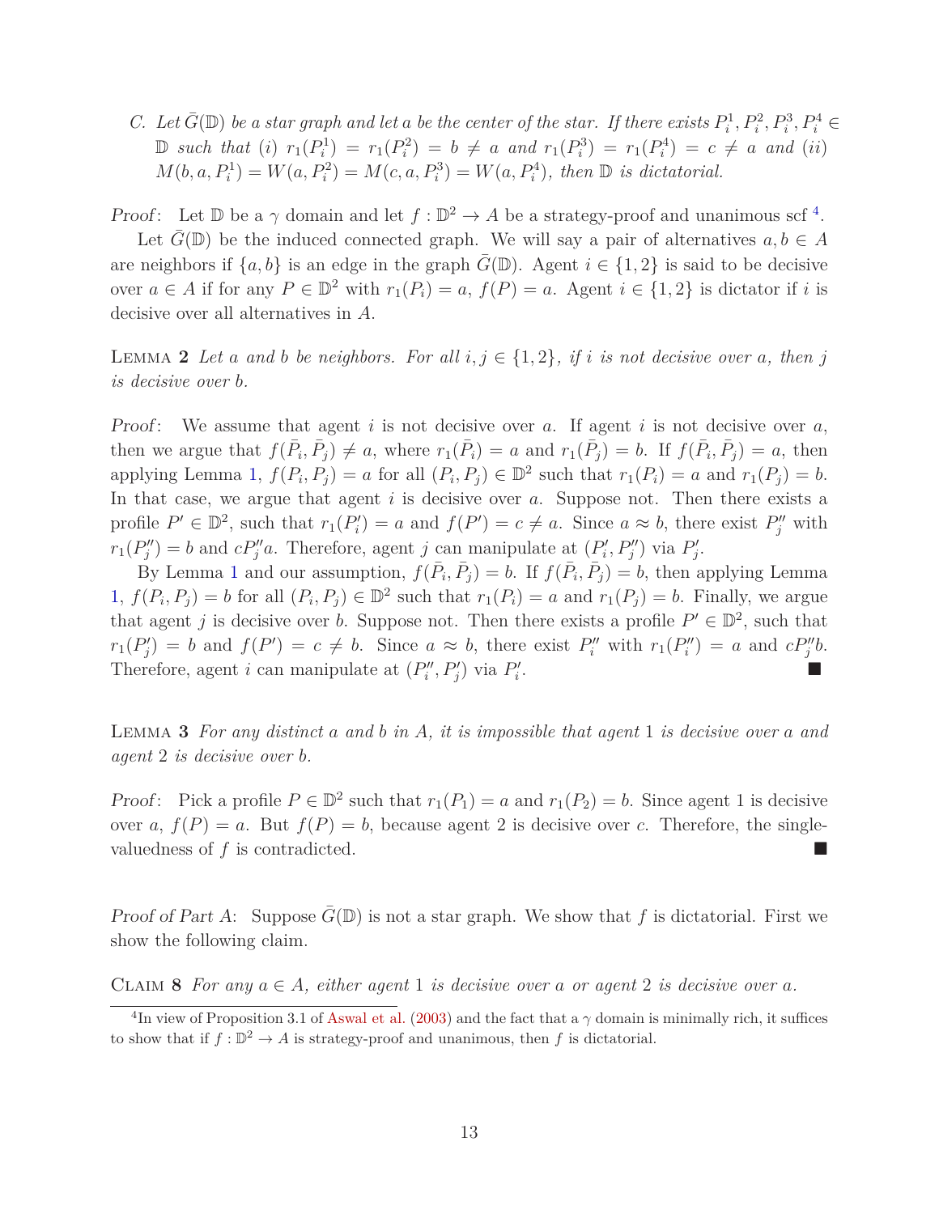*C. Let $\bar{G}(\mathbb{D})$ be a star graph and let $a$ be the center of the star. If there exists $P_i^1, P_i^2, P_i^3, P_i^4 \in \mathbb{D}$ such that (i) $r_1(P_i^1) = r_1(P_i^2) = b \neq a$ and $r_1(P_i^3) = r_1(P_i^4) = c \neq a$ and (ii) $M(b, a, P_i^1) = W(a, P_i^2) = M(c, a, P_i^3) = W(a, P_i^4)$, then $\mathbb{D}$ is dictatorial.*

*Proof*: Let $\mathbb{D}$ be a $\gamma$ domain and let $f : \mathbb{D}^2 \to A$ be a strategy-proof and unanimous scf [4].

Let $\bar{G}(\mathbb{D})$ be the induced connected graph. We will say a pair of alternatives $a, b \in A$ are neighbors if $\{a, b\}$ is an edge in the graph $\bar{G}(\mathbb{D})$. Agent $i \in \{1, 2\}$ is said to be decisive over $a \in A$ if for any $P \in \mathbb{D}^2$ with $r_1(P_i) = a$, $f(P) = a$. Agent $i \in \{1, 2\}$ is dictator if $i$ is decisive over all alternatives in $A$.

LEMMA **2** *Let $a$ and $b$ be neighbors. For all $i, j \in \{1, 2\}$, if $i$ is not decisive over $a$, then $j$ is decisive over $b$.*

*Proof*: We assume that agent $i$ is not decisive over $a$. If agent $i$ is not decisive over $a$, then we argue that $f(\bar{P}_i, \bar{P}_j) \neq a$, where $r_1(\bar{P}_i) = a$ and $r_1(\bar{P}_j) = b$. If $f(\bar{P}_i, \bar{P}_j) = a$, then applying Lemma 1, $f(P_i, P_j) = a$ for all $(P_i, P_j) \in \mathbb{D}^2$ such that $r_1(P_i) = a$ and $r_1(P_j) = b$. In that case, we argue that agent $i$ is decisive over $a$. Suppose not. Then there exists a profile $P' \in \mathbb{D}^2$, such that $r_1(P'_i) = a$ and $f(P') = c \neq a$. Since $a \approx b$, there exist $P''_j$ with $r_1(P''_j) = b$ and $cP''_j a$. Therefore, agent $j$ can manipulate at $(P'_i, P''_j)$ via $P'_j$.

By Lemma 1 and our assumption, $f(\bar{P}_i, \bar{P}_j) = b$. If $f(\bar{P}_i, \bar{P}_j) = b$, then applying Lemma 1, $f(P_i, P_j) = b$ for all $(P_i, P_j) \in \mathbb{D}^2$ such that $r_1(P_i) = a$ and $r_1(P_j) = b$. Finally, we argue that agent $j$ is decisive over $b$. Suppose not. Then there exists a profile $P' \in \mathbb{D}^2$, such that $r_1(P'_j) = b$ and $f(P') = c \neq b$. Since $a \approx b$, there exist $P''_i$ with $r_1(P''_i) = a$ and $cP''_j b$. Therefore, agent $i$ can manipulate at $(P''_i, P'_j)$ via $P'_i$. ■

LEMMA **3** *For any distinct $a$ and $b$ in $A$, it is impossible that agent 1 is decisive over $a$ and agent 2 is decisive over $b$.*

*Proof*: Pick a profile $P \in \mathbb{D}^2$ such that $r_1(P_1) = a$ and $r_1(P_2) = b$. Since agent 1 is decisive over $a$, $f(P) = a$. But $f(P) = b$, because agent 2 is decisive over $c$. Therefore, the single-valuedness of $f$ is contradicted. ■

*Proof of Part A*: Suppose $\bar{G}(\mathbb{D})$ is not a star graph. We show that $f$ is dictatorial. First we show the following claim.

CLAIM **8** *For any $a \in A$, either agent 1 is decisive over $a$ or agent 2 is decisive over $a$.*

[4] In view of Proposition 3.1 of Aswal et al. (2003) and the fact that a $\gamma$ domain is minimally rich, it suffices to show that if $f : \mathbb{D}^2 \to A$ is strategy-proof and unanimous, then $f$ is dictatorial.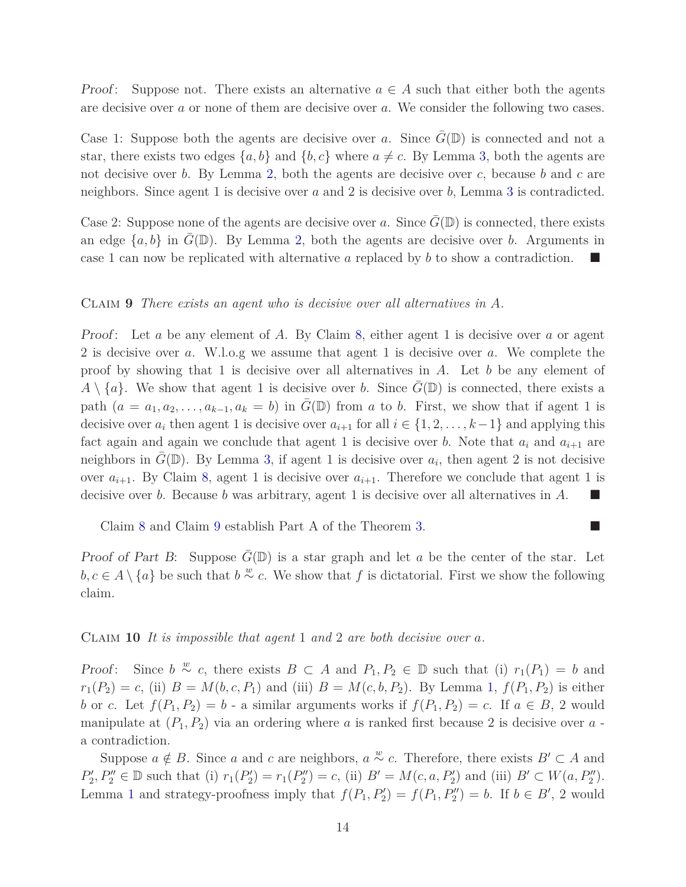*Proof*: Suppose not. There exists an alternative $a \in A$ such that either both the agents are decisive over $a$ or none of them are decisive over $a$. We consider the following two cases.

Case 1: Suppose both the agents are decisive over $a$. Since $\bar{G}(\mathbb{D})$ is connected and not a star, there exists two edges $\{a, b\}$ and $\{b, c\}$ where $a \neq c$. By Lemma 3, both the agents are not decisive over $b$. By Lemma 2, both the agents are decisive over $c$, because $b$ and $c$ are neighbors. Since agent 1 is decisive over $a$ and 2 is decisive over $b$, Lemma 3 is contradicted.

Case 2: Suppose none of the agents are decisive over $a$. Since $\bar{G}(\mathbb{D})$ is connected, there exists an edge $\{a, b\}$ in $\bar{G}(\mathbb{D})$. By Lemma 2, both the agents are decisive over $b$. Arguments in case 1 can now be replicated with alternative $a$ replaced by $b$ to show a contradiction. ■

Claim 9 *There exists an agent who is decisive over all alternatives in $A$.*

*Proof*: Let $a$ be any element of $A$. By Claim 8, either agent 1 is decisive over $a$ or agent 2 is decisive over $a$. W.l.o.g we assume that agent 1 is decisive over $a$. We complete the proof by showing that 1 is decisive over all alternatives in $A$. Let $b$ be any element of $A \setminus \{a\}$. We show that agent 1 is decisive over $b$. Since $\bar{G}(\mathbb{D})$ is connected, there exists a path $(a = a_1, a_2, \ldots, a_{k-1}, a_k = b)$ in $\bar{G}(\mathbb{D})$ from $a$ to $b$. First, we show that if agent 1 is decisive over $a_i$ then agent 1 is decisive over $a_{i+1}$ for all $i \in \{1, 2, \ldots, k-1\}$ and applying this fact again and again we conclude that agent 1 is decisive over $b$. Note that $a_i$ and $a_{i+1}$ are neighbors in $\bar{G}(\mathbb{D})$. By Lemma 3, if agent 1 is decisive over $a_i$, then agent 2 is not decisive over $a_{i+1}$. By Claim 8, agent 1 is decisive over $a_{i+1}$. Therefore we conclude that agent 1 is decisive over $b$. Because $b$ was arbitrary, agent 1 is decisive over all alternatives in $A$. ■

Claim 8 and Claim 9 establish Part A of the Theorem 3. ■

*Proof of Part B*: Suppose $\bar{G}(\mathbb{D})$ is a star graph and let $a$ be the center of the star. Let $b, c \in A \setminus \{a\}$ be such that $b \overset{w}{\sim} c$. We show that $f$ is dictatorial. First we show the following claim.

Claim 10 *It is impossible that agent 1 and 2 are both decisive over $a$.*

*Proof*: Since $b \overset{w}{\sim} c$, there exists $B \subset A$ and $P_1, P_2 \in \mathbb{D}$ such that (i) $r_1(P_1) = b$ and $r_1(P_2) = c$, (ii) $B = M(b, c, P_1)$ and (iii) $B = M(c, b, P_2)$. By Lemma 1, $f(P_1, P_2)$ is either $b$ or $c$. Let $f(P_1, P_2) = b$ - a similar arguments works if $f(P_1, P_2) = c$. If $a \in B$, 2 would manipulate at $(P_1, P_2)$ via an ordering where $a$ is ranked first because 2 is decisive over $a$ - a contradiction.

Suppose $a \notin B$. Since $a$ and $c$ are neighbors, $a \overset{w}{\sim} c$. Therefore, there exists $B' \subset A$ and $P_2', P_2'' \in \mathbb{D}$ such that (i) $r_1(P_2') = r_1(P_2'') = c$, (ii) $B' = M(c, a, P_2')$ and (iii) $B' \subset W(a, P_2'')$. Lemma 1 and strategy-proofness imply that $f(P_1, P_2') = f(P_1, P_2'') = b$. If $b \in B'$, 2 would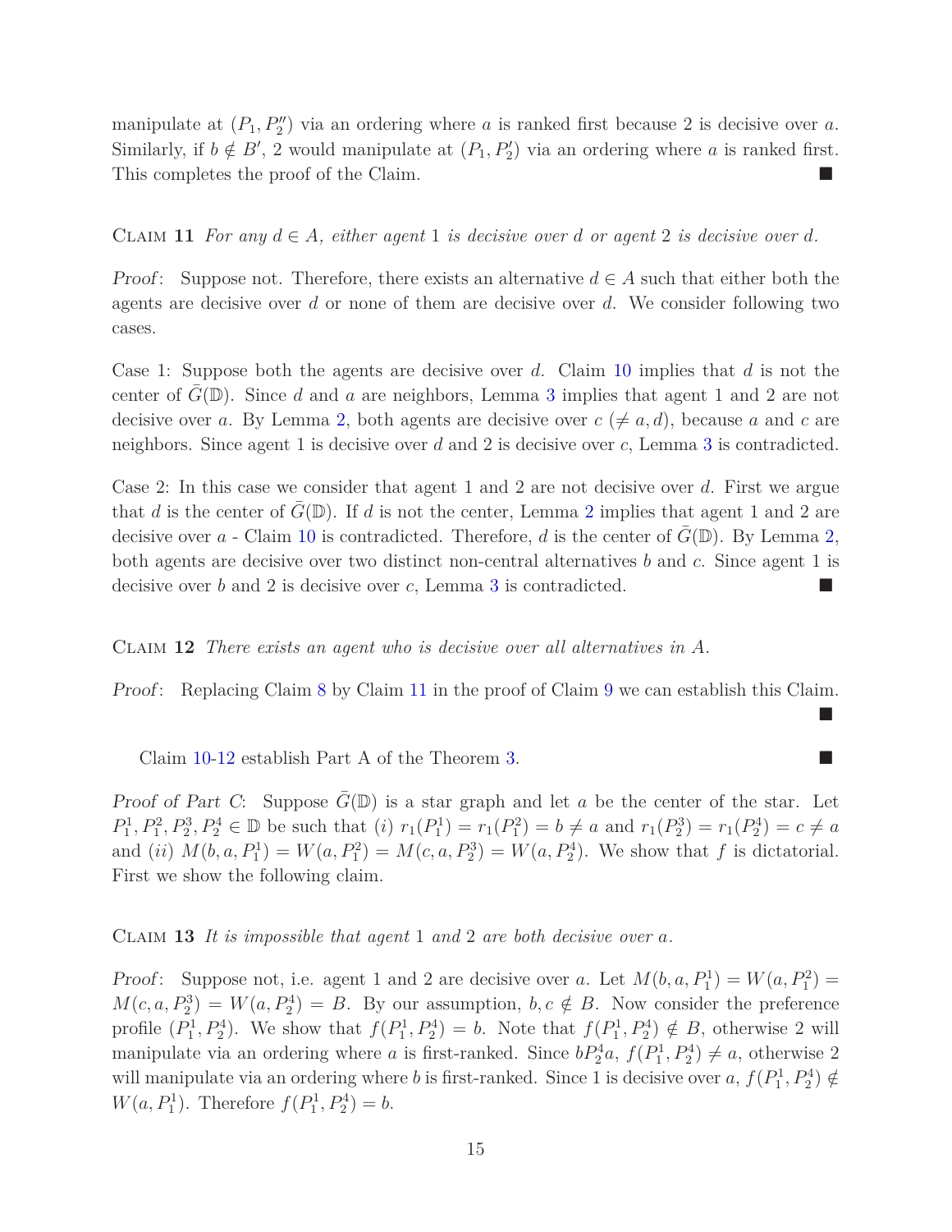manipulate at $(P_1, P_2'')$ via an ordering where $a$ is ranked first because 2 is decisive over $a$. Similarly, if $b \notin B'$, 2 would manipulate at $(P_1, P_2')$ via an ordering where $a$ is ranked first. This completes the proof of the Claim. ■

Claim 11 *For any $d \in A$, either agent 1 is decisive over $d$ or agent 2 is decisive over $d$.*

*Proof*: Suppose not. Therefore, there exists an alternative $d \in A$ such that either both the agents are decisive over $d$ or none of them are decisive over $d$. We consider following two cases.

Case 1: Suppose both the agents are decisive over $d$. Claim 10 implies that $d$ is not the center of $\bar{G}(\mathbb{D})$. Since $d$ and $a$ are neighbors, Lemma 3 implies that agent 1 and 2 are not decisive over $a$. By Lemma 2, both agents are decisive over $c$ ($\neq a, d$), because $a$ and $c$ are neighbors. Since agent 1 is decisive over $d$ and 2 is decisive over $c$, Lemma 3 is contradicted.

Case 2: In this case we consider that agent 1 and 2 are not decisive over $d$. First we argue that $d$ is the center of $\bar{G}(\mathbb{D})$. If $d$ is not the center, Lemma 2 implies that agent 1 and 2 are decisive over $a$ - Claim 10 is contradicted. Therefore, $d$ is the center of $\bar{G}(\mathbb{D})$. By Lemma 2, both agents are decisive over two distinct non-central alternatives $b$ and $c$. Since agent 1 is decisive over $b$ and 2 is decisive over $c$, Lemma 3 is contradicted. ■

Claim 12 *There exists an agent who is decisive over all alternatives in $A$.*

*Proof*: Replacing Claim 8 by Claim 11 in the proof of Claim 9 we can establish this Claim. ■

Claim 10-12 establish Part A of the Theorem 3. ■

*Proof of Part C*: Suppose $\bar{G}(\mathbb{D})$ is a star graph and let $a$ be the center of the star. Let $P_1^1, P_1^2, P_2^3, P_2^4 \in \mathbb{D}$ be such that $(i)$ $r_1(P_1^1) = r_1(P_1^2) = b \neq a$ and $r_1(P_2^3) = r_1(P_2^4) = c \neq a$ and $(ii)$ $M(b, a, P_1^1) = W(a, P_1^2) = M(c, a, P_2^3) = W(a, P_2^4)$. We show that $f$ is dictatorial. First we show the following claim.

Claim 13 *It is impossible that agent 1 and 2 are both decisive over $a$.*

*Proof*: Suppose not, i.e. agent 1 and 2 are decisive over $a$. Let $M(b, a, P_1^1) = W(a, P_1^2) = M(c, a, P_2^3) = W(a, P_2^4) = B$. By our assumption, $b, c \notin B$. Now consider the preference profile $(P_1^1, P_2^4)$. We show that $f(P_1^1, P_2^4) = b$. Note that $f(P_1^1, P_2^4) \notin B$, otherwise 2 will manipulate via an ordering where $a$ is first-ranked. Since $bP_2^4a$, $f(P_1^1, P_2^4) \neq a$, otherwise 2 will manipulate via an ordering where $b$ is first-ranked. Since 1 is decisive over $a$, $f(P_1^1, P_2^4) \notin W(a, P_1^1)$. Therefore $f(P_1^1, P_2^4) = b$.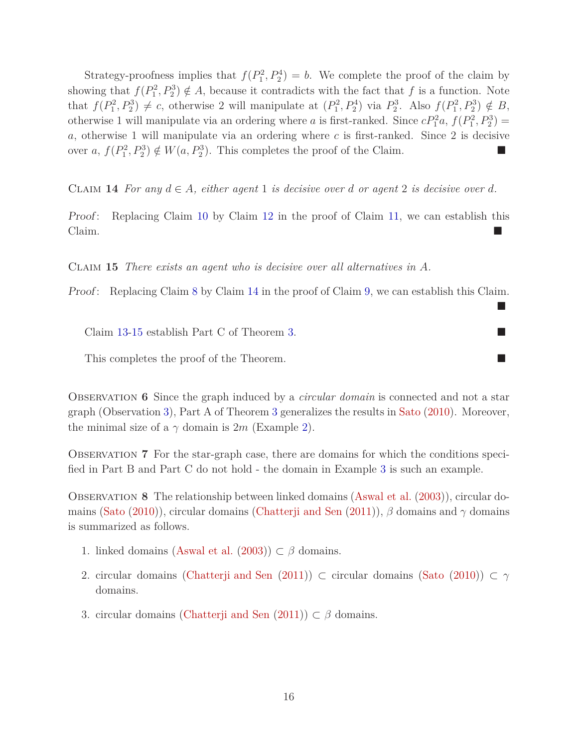Strategy-proofness implies that $f(P_1^2, P_2^4) = b$. We complete the proof of the claim by showing that $f(P_1^2, P_2^3) \notin A$, because it contradicts with the fact that $f$ is a function. Note that $f(P_1^2, P_2^3) \neq c$, otherwise 2 will manipulate at $(P_1^2, P_2^4)$ via $P_2^3$. Also $f(P_1^2, P_2^3) \notin B$, otherwise 1 will manipulate via an ordering where $a$ is first-ranked. Since $cP_1^2a$, $f(P_1^2, P_2^3) = a$, otherwise 1 will manipulate via an ordering where $c$ is first-ranked. Since 2 is decisive over $a$, $f(P_1^2, P_2^3) \notin W(a, P_2^3)$. This completes the proof of the Claim. ■

Claim 14 *For any $d \in A$, either agent 1 is decisive over $d$ or agent 2 is decisive over $d$.*

*Proof*: Replacing Claim 10 by Claim 12 in the proof of Claim 11, we can establish this Claim. ■

Claim 15 *There exists an agent who is decisive over all alternatives in $A$.*

*Proof*: Replacing Claim 8 by Claim 14 in the proof of Claim 9, we can establish this Claim. ■

Claim 13-15 establish Part C of Theorem 3. ■

This completes the proof of the Theorem. ■

Observation 6 Since the graph induced by a *circular domain* is connected and not a star graph (Observation 3), Part A of Theorem 3 generalizes the results in Sato (2010). Moreover, the minimal size of a $\gamma$ domain is $2m$ (Example 2).

Observation 7 For the star-graph case, there are domains for which the conditions specified in Part B and Part C do not hold - the domain in Example 3 is such an example.

Observation 8 The relationship between linked domains (Aswal et al. (2003)), circular domains (Sato (2010)), circular domains (Chatterji and Sen (2011)), $\beta$ domains and $\gamma$ domains is summarized as follows.

1. linked domains (Aswal et al. (2003)) $\subset$ $\beta$ domains.
2. circular domains (Chatterji and Sen (2011)) $\subset$ circular domains (Sato (2010)) $\subset$ $\gamma$ domains.
3. circular domains (Chatterji and Sen (2011)) $\subset$ $\beta$ domains.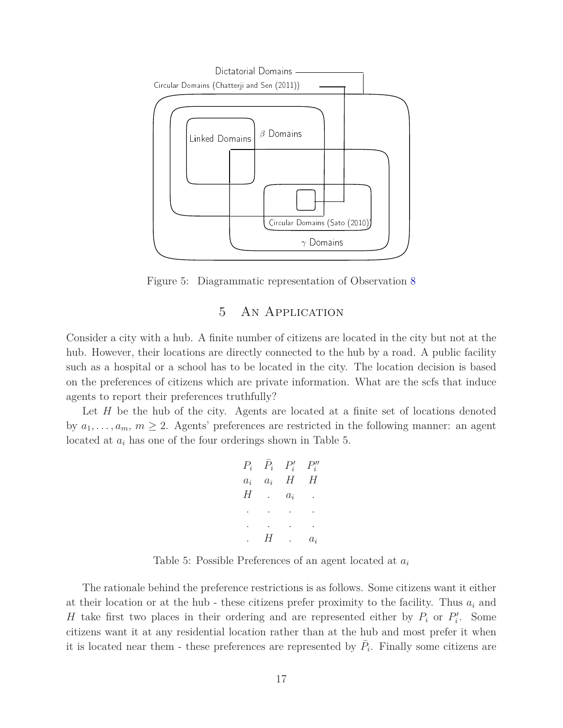Figure 5: Diagrammatic representation of Observation 8

## 5 An Application

Consider a city with a hub. A finite number of citizens are located in the city but not at the hub. However, their locations are directly connected to the hub by a road. A public facility such as a hospital or a school has to be located in the city. The location decision is based on the preferences of citizens which are private information. What are the scfs that induce agents to report their preferences truthfully?

Let $H$ be the hub of the city. Agents are located at a finite set of locations denoted by $a_1, \ldots, a_m$, $m \geq 2$. Agents' preferences are restricted in the following manner: an agent located at $a_i$ has one of the four orderings shown in Table 5.

| $P_i$ | $\bar{P}_i$ | $P_i'$ | $P_i''$ |
|---|---|---|---|
| $a_i$ | $a_i$ | $H$ | $H$ |
| $H$ | . | $a_i$ | . |
| . | . | . | . |
| . | . | . | . |
| . | $H$ | . | $a_i$ |

Table 5: Possible Preferences of an agent located at $a_i$

The rationale behind the preference restrictions is as follows. Some citizens want it either at their location or at the hub - these citizens prefer proximity to the facility. Thus $a_i$ and $H$ take first two places in their ordering and are represented either by $P_i$ or $P_i'$. Some citizens want it at any residential location rather than at the hub and most prefer it when it is located near them - these preferences are represented by $\bar{P}_i$. Finally some citizens are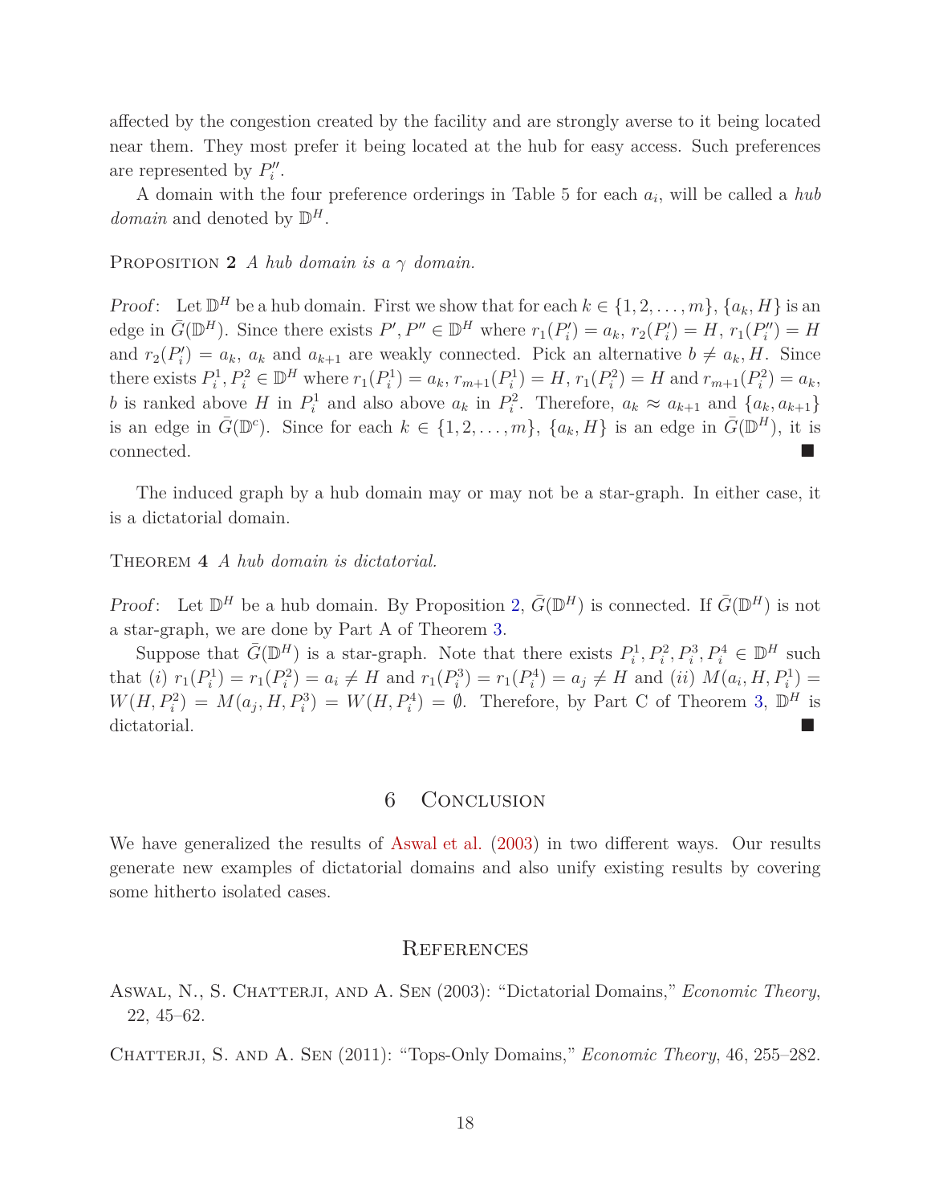affected by the congestion created by the facility and are strongly averse to it being located near them. They most prefer it being located at the hub for easy access. Such preferences are represented by $P''_i$.

A domain with the four preference orderings in Table 5 for each $a_i$, will be called a *hub domain* and denoted by $\mathbb{D}^H$.

Proposition **2** *A hub domain is a $\gamma$ domain.*

*Proof*: Let $\mathbb{D}^H$ be a hub domain. First we show that for each $k \in \{1, 2, \ldots, m\}$, $\{a_k, H\}$ is an edge in $\bar{G}(\mathbb{D}^H)$. Since there exists $P', P'' \in \mathbb{D}^H$ where $r_1(P'_i) = a_k$, $r_2(P'_i) = H$, $r_1(P''_i) = H$ and $r_2(P'_i) = a_k$, $a_k$ and $a_{k+1}$ are weakly connected. Pick an alternative $b \neq a_k, H$. Since there exists $P^1_i, P^2_i \in \mathbb{D}^H$ where $r_1(P^1_i) = a_k$, $r_{m+1}(P^1_i) = H$, $r_1(P^2_i) = H$ and $r_{m+1}(P^2_i) = a_k$, $b$ is ranked above $H$ in $P^1_i$ and also above $a_k$ in $P^2_i$. Therefore, $a_k \approx a_{k+1}$ and $\{a_k, a_{k+1}\}$ is an edge in $\bar{G}(\mathbb{D}^c)$. Since for each $k \in \{1, 2, \ldots, m\}$, $\{a_k, H\}$ is an edge in $\bar{G}(\mathbb{D}^H)$, it is connected. ■

The induced graph by a hub domain may or may not be a star-graph. In either case, it is a dictatorial domain.

Theorem **4** *A hub domain is dictatorial.*

*Proof*: Let $\mathbb{D}^H$ be a hub domain. By Proposition 2, $\bar{G}(\mathbb{D}^H)$ is connected. If $\bar{G}(\mathbb{D}^H)$ is not a star-graph, we are done by Part A of Theorem 3.

Suppose that $\bar{G}(\mathbb{D}^H)$ is a star-graph. Note that there exists $P^1_i, P^2_i, P^3_i, P^4_i \in \mathbb{D}^H$ such that $(i)$ $r_1(P^1_i) = r_1(P^2_i) = a_i \neq H$ and $r_1(P^3_i) = r_1(P^4_i) = a_j \neq H$ and $(ii)$ $M(a_i, H, P^1_i) = W(H, P^2_i) = M(a_j, H, P^3_i) = W(H, P^4_i) = \emptyset$. Therefore, by Part C of Theorem 3, $\mathbb{D}^H$ is dictatorial. ■

## 6 Conclusion

We have generalized the results of Aswal et al. (2003) in two different ways. Our results generate new examples of dictatorial domains and also unify existing results by covering some hitherto isolated cases.

## References

Aswal, N., S. Chatterji, and A. Sen (2003): "Dictatorial Domains," *Economic Theory*, 22, 45–62.

Chatterji, S. and A. Sen (2011): "Tops-Only Domains," *Economic Theory*, 46, 255–282.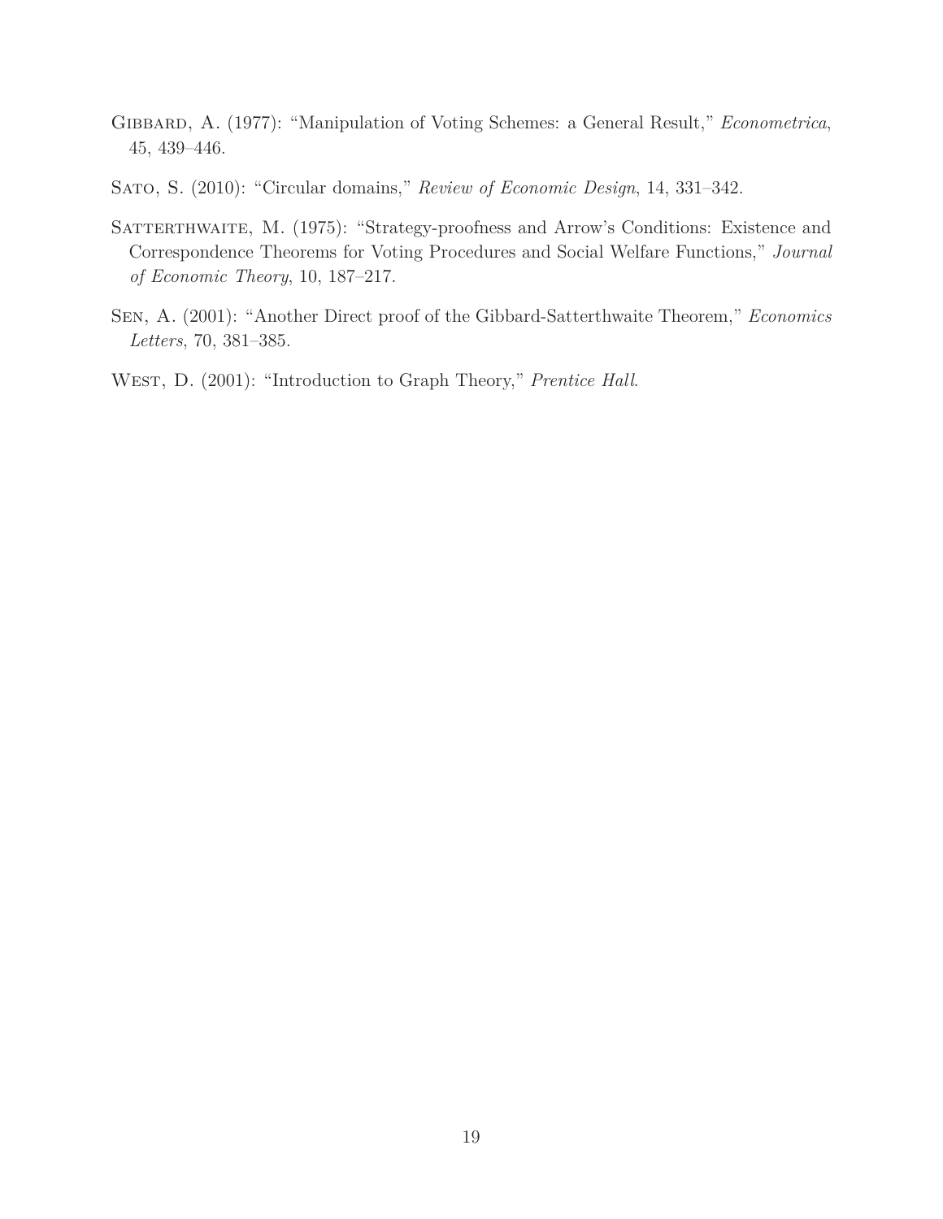Gibbard, A. (1977): "Manipulation of Voting Schemes: a General Result," *Econometrica*, 45, 439–446.

Sato, S. (2010): "Circular domains," *Review of Economic Design*, 14, 331–342.

Satterthwaite, M. (1975): "Strategy-proofness and Arrow's Conditions: Existence and Correspondence Theorems for Voting Procedures and Social Welfare Functions," *Journal of Economic Theory*, 10, 187–217.

Sen, A. (2001): "Another Direct proof of the Gibbard-Satterthwaite Theorem," *Economics Letters*, 70, 381–385.

West, D. (2001): "Introduction to Graph Theory," *Prentice Hall*.